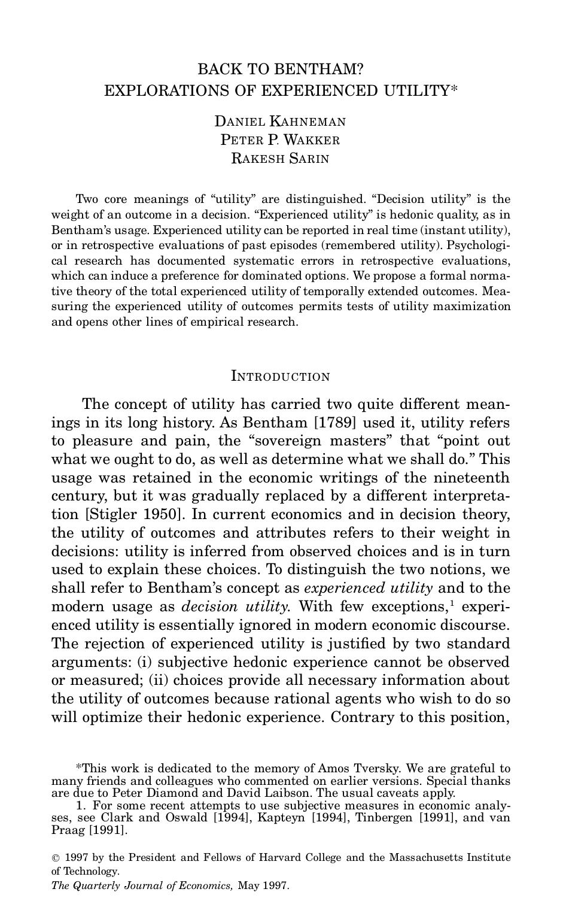# BACK TO BENTHAM? EXPLORATIONS OF EXPERIENCED UTILITY*

DANIEL KAHNEMAN
PETER P. WAKKER
RAKESH SARIN

Two core meanings of "utility" are distinguished. "Decision utility" is the weight of an outcome in a decision. "Experienced utility" is hedonic quality, as in Bentham's usage. Experienced utility can be reported in real time (instant utility), or in retrospective evaluations of past episodes (remembered utility). Psychological research has documented systematic errors in retrospective evaluations, which can induce a preference for dominated options. We propose a formal normative theory of the total experienced utility of temporally extended outcomes. Measuring the experienced utility of outcomes permits tests of utility maximization and opens other lines of empirical research.

## INTRODUCTION

The concept of utility has carried two quite different meanings in its long history. As Bentham [1789] used it, utility refers to pleasure and pain, the "sovereign masters" that "point out what we ought to do, as well as determine what we shall do." This usage was retained in the economic writings of the nineteenth century, but it was gradually replaced by a different interpretation [Stigler 1950]. In current economics and in decision theory, the utility of outcomes and attributes refers to their weight in decisions: utility is inferred from observed choices and is in turn used to explain these choices. To distinguish the two notions, we shall refer to Bentham's concept as *experienced utility* and to the modern usage as *decision utility.* With few exceptions,[1] experienced utility is essentially ignored in modern economic discourse. The rejection of experienced utility is justified by two standard arguments: (i) subjective hedonic experience cannot be observed or measured; (ii) choices provide all necessary information about the utility of outcomes because rational agents who wish to do so will optimize their hedonic experience. Contrary to this position,

*This work is dedicated to the memory of Amos Tversky. We are grateful to many friends and colleagues who commented on earlier versions. Special thanks are due to Peter Diamond and David Laibson. The usual caveats apply.

1. For some recent attempts to use subjective measures in economic analyses, see Clark and Oswald [1994], Kapteyn [1994], Tinbergen [1991], and van Praag [1991].

© 1997 by the President and Fellows of Harvard College and the Massachusetts Institute of Technology.
*The Quarterly Journal of Economics,* May 1997.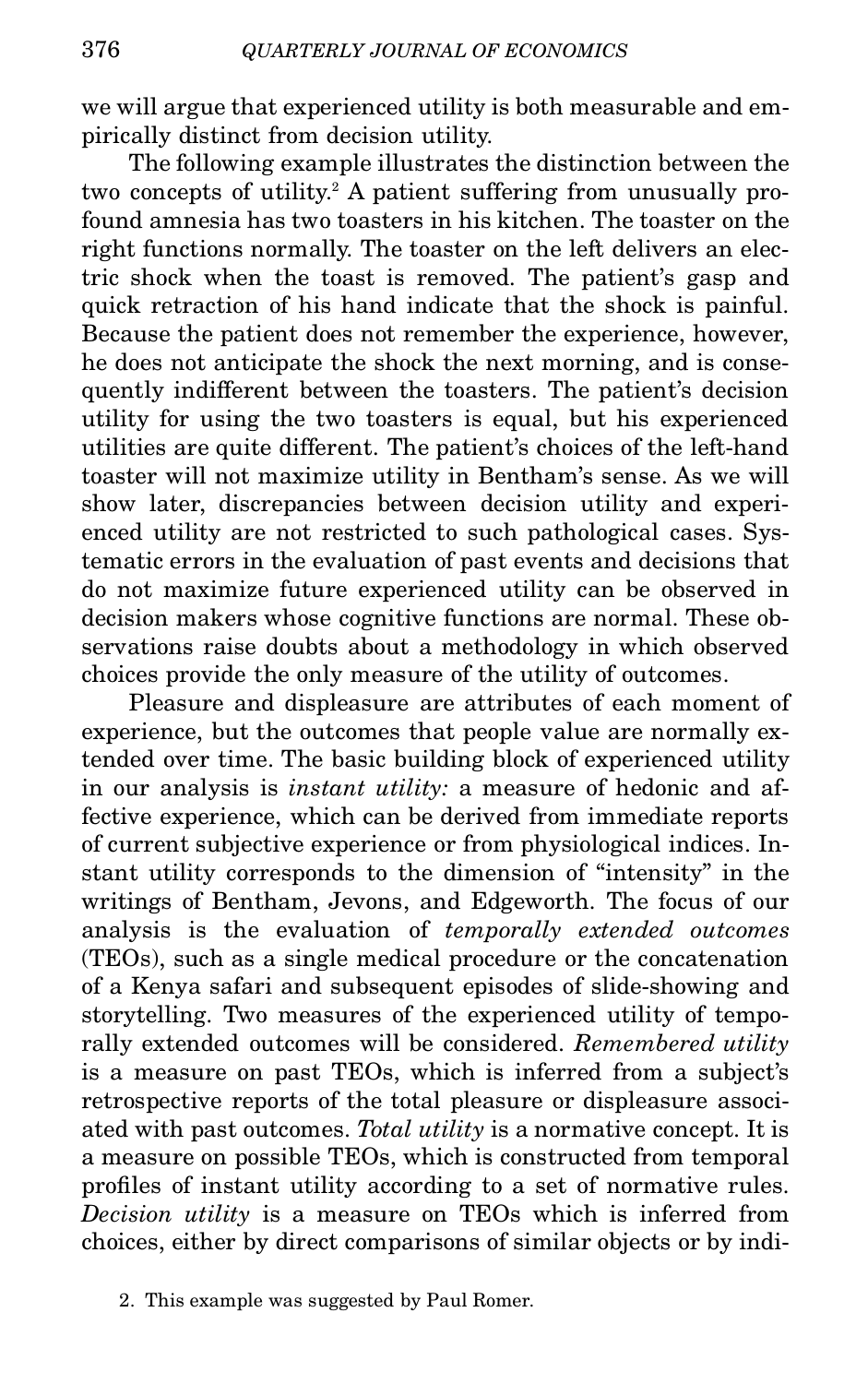we will argue that experienced utility is both measurable and empirically distinct from decision utility.

The following example illustrates the distinction between the two concepts of utility.[2] A patient suffering from unusually profound amnesia has two toasters in his kitchen. The toaster on the right functions normally. The toaster on the left delivers an electric shock when the toast is removed. The patient's gasp and quick retraction of his hand indicate that the shock is painful. Because the patient does not remember the experience, however, he does not anticipate the shock the next morning, and is consequently indifferent between the toasters. The patient's decision utility for using the two toasters is equal, but his experienced utilities are quite different. The patient's choices of the left-hand toaster will not maximize utility in Bentham's sense. As we will show later, discrepancies between decision utility and experienced utility are not restricted to such pathological cases. Systematic errors in the evaluation of past events and decisions that do not maximize future experienced utility can be observed in decision makers whose cognitive functions are normal. These observations raise doubts about a methodology in which observed choices provide the only measure of the utility of outcomes.

Pleasure and displeasure are attributes of each moment of experience, but the outcomes that people value are normally extended over time. The basic building block of experienced utility in our analysis is *instant utility:* a measure of hedonic and affective experience, which can be derived from immediate reports of current subjective experience or from physiological indices. Instant utility corresponds to the dimension of "intensity" in the writings of Bentham, Jevons, and Edgeworth. The focus of our analysis is the evaluation of *temporally extended outcomes* (TEOs), such as a single medical procedure or the concatenation of a Kenya safari and subsequent episodes of slide-showing and storytelling. Two measures of the experienced utility of temporally extended outcomes will be considered. *Remembered utility* is a measure on past TEOs, which is inferred from a subject's retrospective reports of the total pleasure or displeasure associated with past outcomes. *Total utility* is a normative concept. It is a measure on possible TEOs, which is constructed from temporal profiles of instant utility according to a set of normative rules. *Decision utility* is a measure on TEOs which is inferred from choices, either by direct comparisons of similar objects or by indi-

2. This example was suggested by Paul Romer.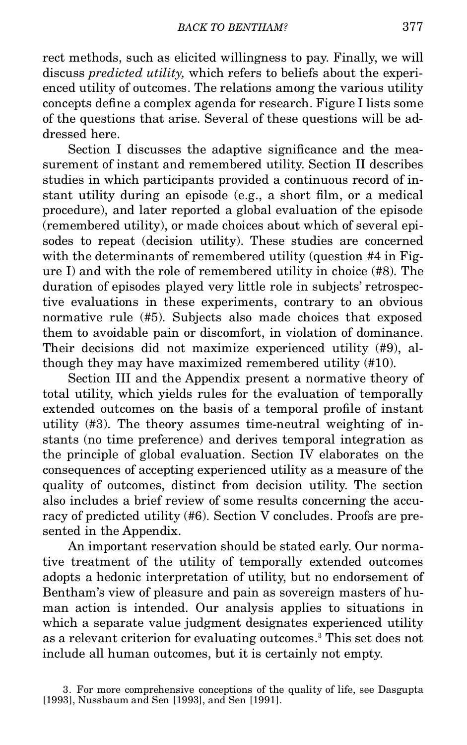rect methods, such as elicited willingness to pay. Finally, we will discuss *predicted utility,* which refers to beliefs about the experienced utility of outcomes. The relations among the various utility concepts define a complex agenda for research. Figure I lists some of the questions that arise. Several of these questions will be addressed here.

Section I discusses the adaptive significance and the measurement of instant and remembered utility. Section II describes studies in which participants provided a continuous record of instant utility during an episode (e.g., a short film, or a medical procedure), and later reported a global evaluation of the episode (remembered utility), or made choices about which of several episodes to repeat (decision utility). These studies are concerned with the determinants of remembered utility (question #4 in Figure I) and with the role of remembered utility in choice (#8). The duration of episodes played very little role in subjects' retrospective evaluations in these experiments, contrary to an obvious normative rule (#5). Subjects also made choices that exposed them to avoidable pain or discomfort, in violation of dominance. Their decisions did not maximize experienced utility (#9), although they may have maximized remembered utility (#10).

Section III and the Appendix present a normative theory of total utility, which yields rules for the evaluation of temporally extended outcomes on the basis of a temporal profile of instant utility (#3). The theory assumes time-neutral weighting of instants (no time preference) and derives temporal integration as the principle of global evaluation. Section IV elaborates on the consequences of accepting experienced utility as a measure of the quality of outcomes, distinct from decision utility. The section also includes a brief review of some results concerning the accuracy of predicted utility (#6). Section V concludes. Proofs are presented in the Appendix.

An important reservation should be stated early. Our normative treatment of the utility of temporally extended outcomes adopts a hedonic interpretation of utility, but no endorsement of Bentham's view of pleasure and pain as sovereign masters of human action is intended. Our analysis applies to situations in which a separate value judgment designates experienced utility as a relevant criterion for evaluating outcomes.[3] This set does not include all human outcomes, but it is certainly not empty.

3. For more comprehensive conceptions of the quality of life, see Dasgupta [1993], Nussbaum and Sen [1993], and Sen [1991].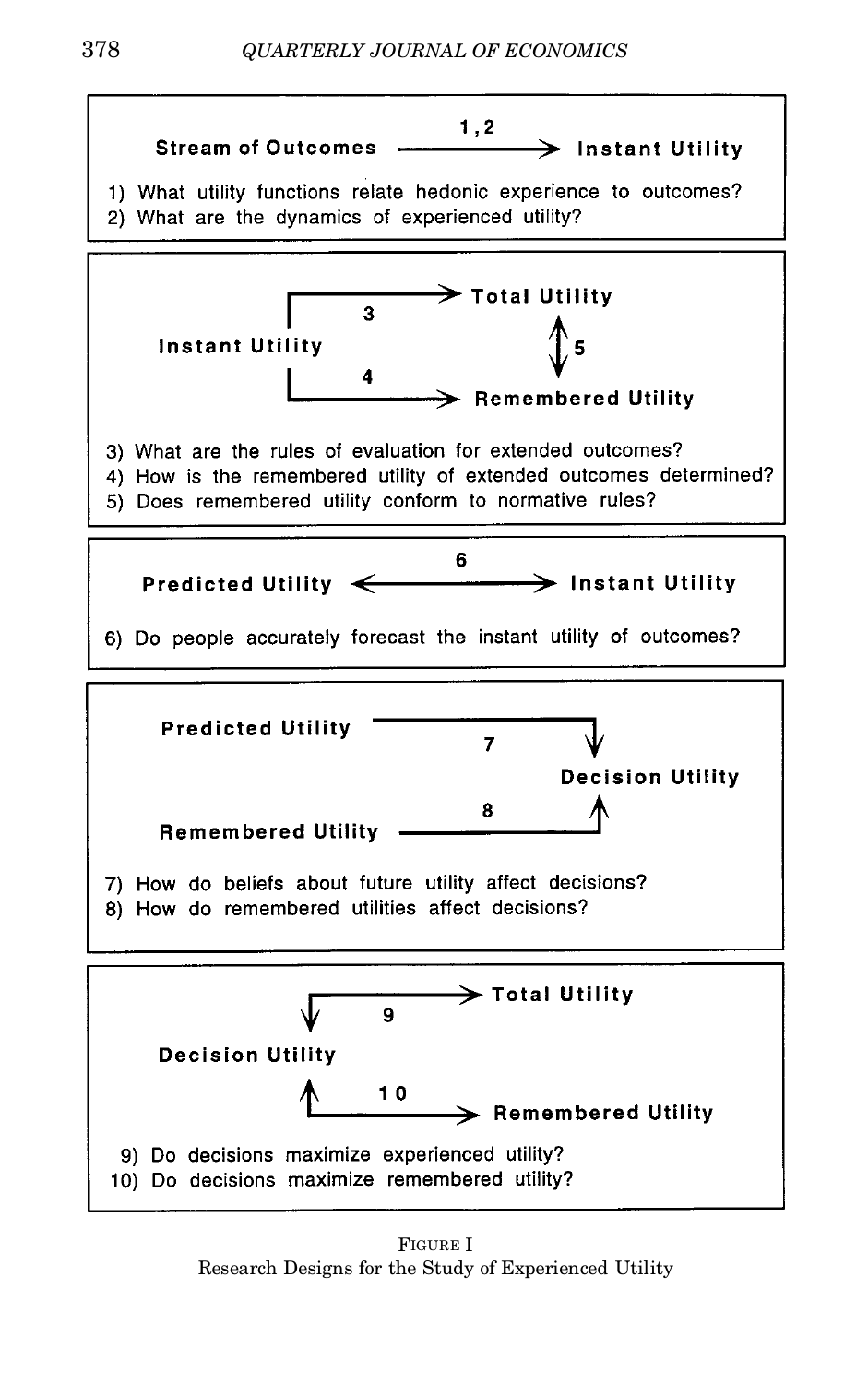**Stream of Outcomes** —1,2→ **Instant Utility**

1) What utility functions relate hedonic experience to outcomes?
2) What are the dynamics of experienced utility?

**Instant Utility** —3→ **Total Utility**

**Instant Utility** —4→ **Remembered Utility**

**Total Utility** ↔5 **Remembered Utility**

3) What are the rules of evaluation for extended outcomes?
4) How is the remembered utility of extended outcomes determined?
5) Does remembered utility conform to normative rules?

**Predicted Utility** ←6→ **Instant Utility**

6) Do people accurately forecast the instant utility of outcomes?

**Predicted Utility** —7→ **Decision Utility**

**Remembered Utility** —8→ **Decision Utility**

7) How do beliefs about future utility affect decisions?
8) How do remembered utilities affect decisions?

**Decision Utility** ←9→ **Total Utility**

**Decision Utility** ←10→ **Remembered Utility**

9) Do decisions maximize experienced utility?
10) Do decisions maximize remembered utility?

FIGURE I
Research Designs for the Study of Experienced Utility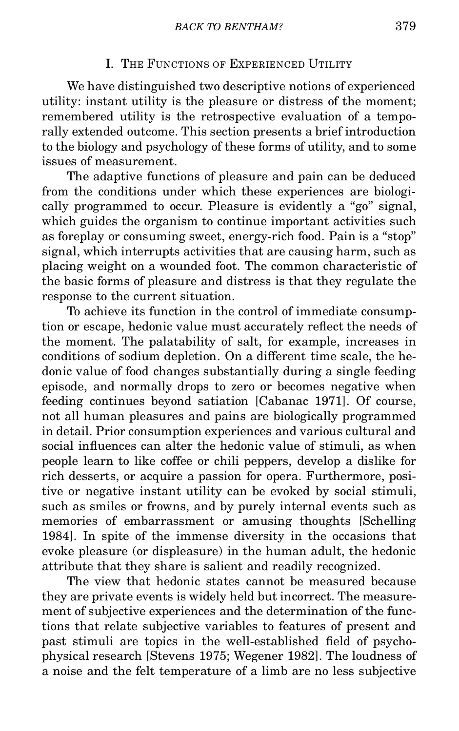## I. The Functions of Experienced Utility

We have distinguished two descriptive notions of experienced utility: instant utility is the pleasure or distress of the moment; remembered utility is the retrospective evaluation of a temporally extended outcome. This section presents a brief introduction to the biology and psychology of these forms of utility, and to some issues of measurement.

The adaptive functions of pleasure and pain can be deduced from the conditions under which these experiences are biologically programmed to occur. Pleasure is evidently a "go" signal, which guides the organism to continue important activities such as foreplay or consuming sweet, energy-rich food. Pain is a "stop" signal, which interrupts activities that are causing harm, such as placing weight on a wounded foot. The common characteristic of the basic forms of pleasure and distress is that they regulate the response to the current situation.

To achieve its function in the control of immediate consumption or escape, hedonic value must accurately reflect the needs of the moment. The palatability of salt, for example, increases in conditions of sodium depletion. On a different time scale, the hedonic value of food changes substantially during a single feeding episode, and normally drops to zero or becomes negative when feeding continues beyond satiation [Cabanac 1971]. Of course, not all human pleasures and pains are biologically programmed in detail. Prior consumption experiences and various cultural and social influences can alter the hedonic value of stimuli, as when people learn to like coffee or chili peppers, develop a dislike for rich desserts, or acquire a passion for opera. Furthermore, positive or negative instant utility can be evoked by social stimuli, such as smiles or frowns, and by purely internal events such as memories of embarrassment or amusing thoughts [Schelling 1984]. In spite of the immense diversity in the occasions that evoke pleasure (or displeasure) in the human adult, the hedonic attribute that they share is salient and readily recognized.

The view that hedonic states cannot be measured because they are private events is widely held but incorrect. The measurement of subjective experiences and the determination of the functions that relate subjective variables to features of present and past stimuli are topics in the well-established field of psychophysical research [Stevens 1975; Wegener 1982]. The loudness of a noise and the felt temperature of a limb are no less subjective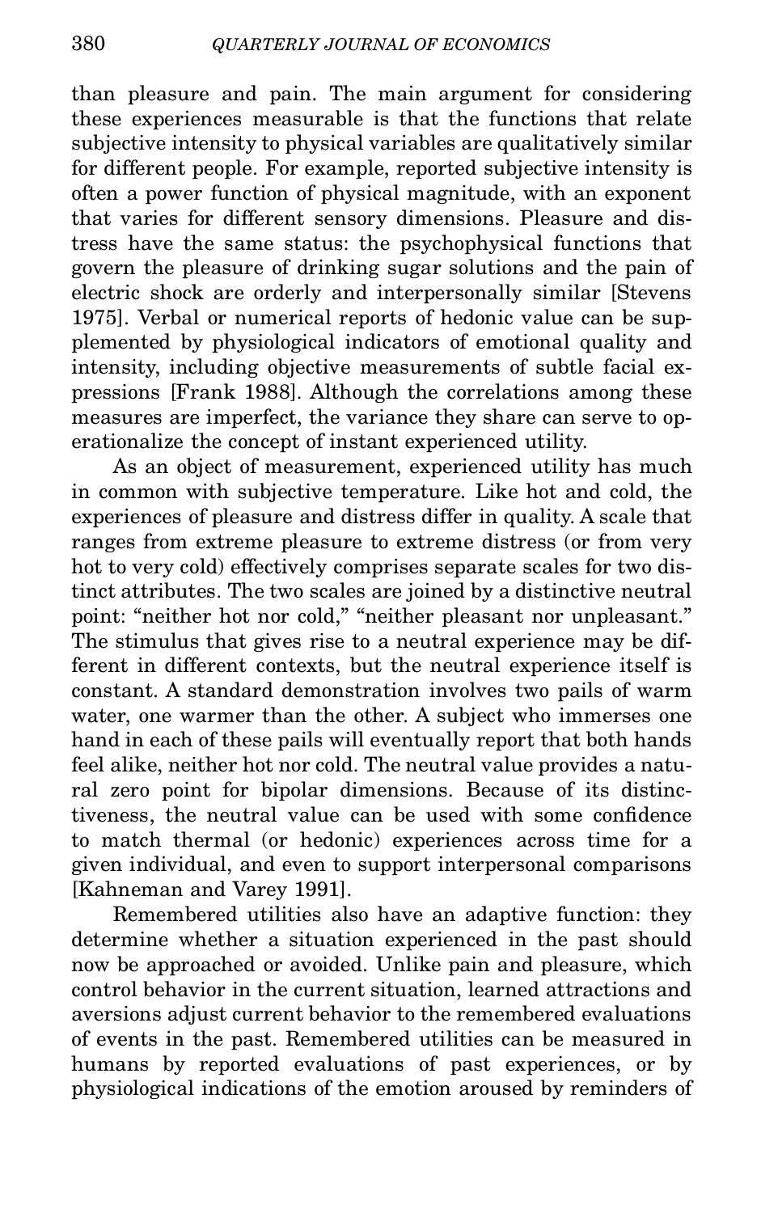than pleasure and pain. The main argument for considering these experiences measurable is that the functions that relate subjective intensity to physical variables are qualitatively similar for different people. For example, reported subjective intensity is often a power function of physical magnitude, with an exponent that varies for different sensory dimensions. Pleasure and distress have the same status: the psychophysical functions that govern the pleasure of drinking sugar solutions and the pain of electric shock are orderly and interpersonally similar [Stevens 1975]. Verbal or numerical reports of hedonic value can be supplemented by physiological indicators of emotional quality and intensity, including objective measurements of subtle facial expressions [Frank 1988]. Although the correlations among these measures are imperfect, the variance they share can serve to operationalize the concept of instant experienced utility.

As an object of measurement, experienced utility has much in common with subjective temperature. Like hot and cold, the experiences of pleasure and distress differ in quality. A scale that ranges from extreme pleasure to extreme distress (or from very hot to very cold) effectively comprises separate scales for two distinct attributes. The two scales are joined by a distinctive neutral point: "neither hot nor cold," "neither pleasant nor unpleasant." The stimulus that gives rise to a neutral experience may be different in different contexts, but the neutral experience itself is constant. A standard demonstration involves two pails of warm water, one warmer than the other. A subject who immerses one hand in each of these pails will eventually report that both hands feel alike, neither hot nor cold. The neutral value provides a natural zero point for bipolar dimensions. Because of its distinctiveness, the neutral value can be used with some confidence to match thermal (or hedonic) experiences across time for a given individual, and even to support interpersonal comparisons [Kahneman and Varey 1991].

Remembered utilities also have an adaptive function: they determine whether a situation experienced in the past should now be approached or avoided. Unlike pain and pleasure, which control behavior in the current situation, learned attractions and aversions adjust current behavior to the remembered evaluations of events in the past. Remembered utilities can be measured in humans by reported evaluations of past experiences, or by physiological indications of the emotion aroused by reminders of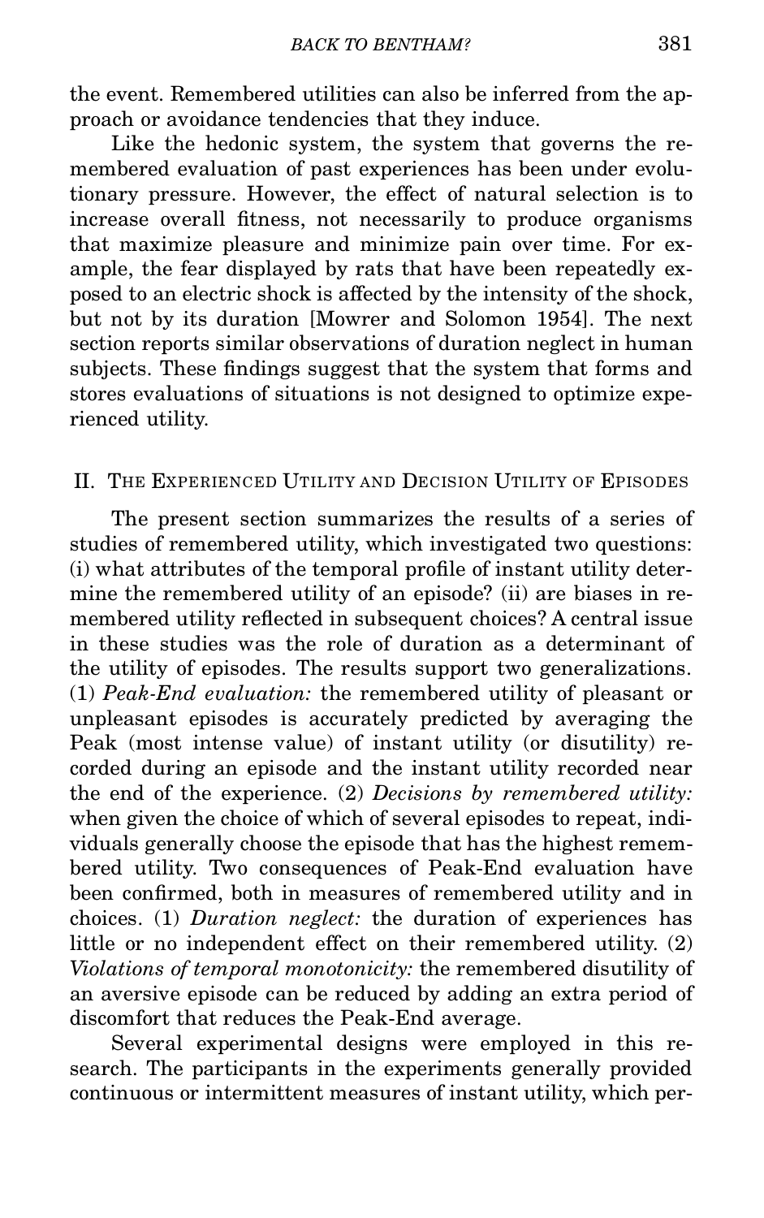the event. Remembered utilities can also be inferred from the approach or avoidance tendencies that they induce.

Like the hedonic system, the system that governs the remembered evaluation of past experiences has been under evolutionary pressure. However, the effect of natural selection is to increase overall fitness, not necessarily to produce organisms that maximize pleasure and minimize pain over time. For example, the fear displayed by rats that have been repeatedly exposed to an electric shock is affected by the intensity of the shock, but not by its duration [Mowrer and Solomon 1954]. The next section reports similar observations of duration neglect in human subjects. These findings suggest that the system that forms and stores evaluations of situations is not designed to optimize experienced utility.

## II. The Experienced Utility and Decision Utility of Episodes

The present section summarizes the results of a series of studies of remembered utility, which investigated two questions: (i) what attributes of the temporal profile of instant utility determine the remembered utility of an episode? (ii) are biases in remembered utility reflected in subsequent choices? A central issue in these studies was the role of duration as a determinant of the utility of episodes. The results support two generalizations. (1) *Peak-End evaluation:* the remembered utility of pleasant or unpleasant episodes is accurately predicted by averaging the Peak (most intense value) of instant utility (or disutility) recorded during an episode and the instant utility recorded near the end of the experience. (2) *Decisions by remembered utility:* when given the choice of which of several episodes to repeat, individuals generally choose the episode that has the highest remembered utility. Two consequences of Peak-End evaluation have been confirmed, both in measures of remembered utility and in choices. (1) *Duration neglect:* the duration of experiences has little or no independent effect on their remembered utility. (2) *Violations of temporal monotonicity:* the remembered disutility of an aversive episode can be reduced by adding an extra period of discomfort that reduces the Peak-End average.

Several experimental designs were employed in this research. The participants in the experiments generally provided continuous or intermittent measures of instant utility, which per-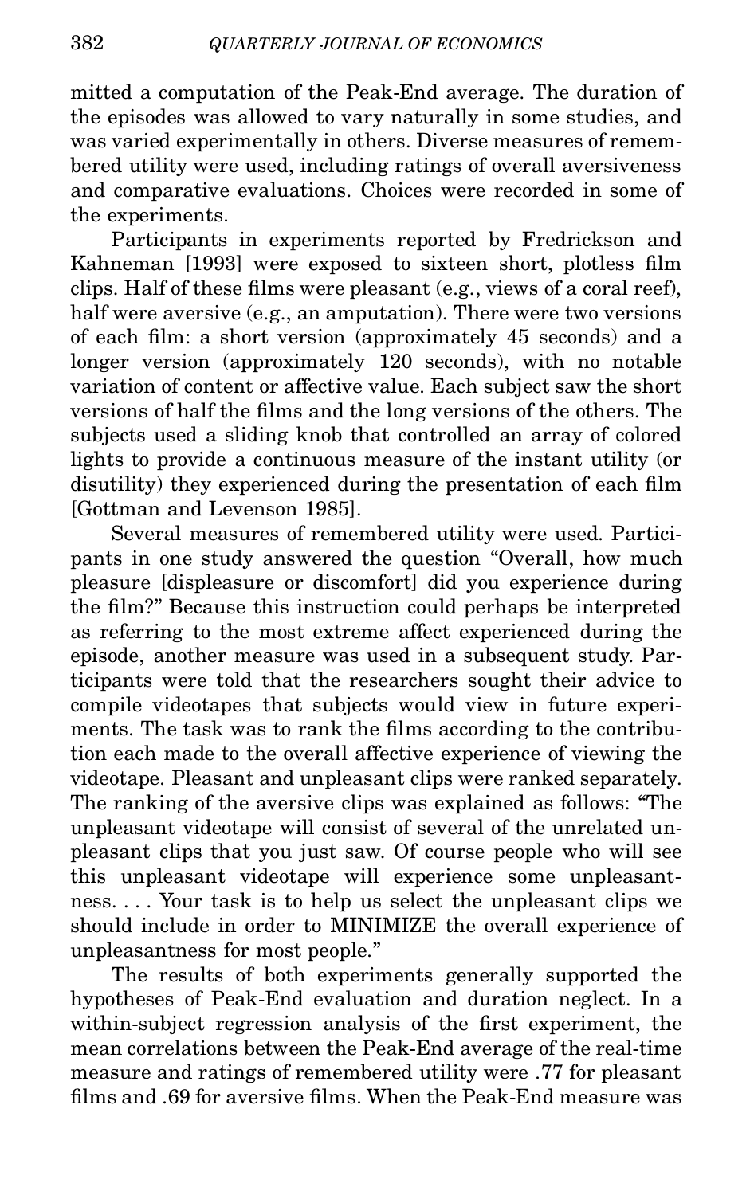mitted a computation of the Peak-End average. The duration of the episodes was allowed to vary naturally in some studies, and was varied experimentally in others. Diverse measures of remembered utility were used, including ratings of overall aversiveness and comparative evaluations. Choices were recorded in some of the experiments.

Participants in experiments reported by Fredrickson and Kahneman [1993] were exposed to sixteen short, plotless film clips. Half of these films were pleasant (e.g., views of a coral reef), half were aversive (e.g., an amputation). There were two versions of each film: a short version (approximately 45 seconds) and a longer version (approximately 120 seconds), with no notable variation of content or affective value. Each subject saw the short versions of half the films and the long versions of the others. The subjects used a sliding knob that controlled an array of colored lights to provide a continuous measure of the instant utility (or disutility) they experienced during the presentation of each film [Gottman and Levenson 1985].

Several measures of remembered utility were used. Participants in one study answered the question "Overall, how much pleasure [displeasure or discomfort] did you experience during the film?" Because this instruction could perhaps be interpreted as referring to the most extreme affect experienced during the episode, another measure was used in a subsequent study. Participants were told that the researchers sought their advice to compile videotapes that subjects would view in future experiments. The task was to rank the films according to the contribution each made to the overall affective experience of viewing the videotape. Pleasant and unpleasant clips were ranked separately. The ranking of the aversive clips was explained as follows: "The unpleasant videotape will consist of several of the unrelated unpleasant clips that you just saw. Of course people who will see this unpleasant videotape will experience some unpleasantness. . . . Your task is to help us select the unpleasant clips we should include in order to MINIMIZE the overall experience of unpleasantness for most people."

The results of both experiments generally supported the hypotheses of Peak-End evaluation and duration neglect. In a within-subject regression analysis of the first experiment, the mean correlations between the Peak-End average of the real-time measure and ratings of remembered utility were .77 for pleasant films and .69 for aversive films. When the Peak-End measure was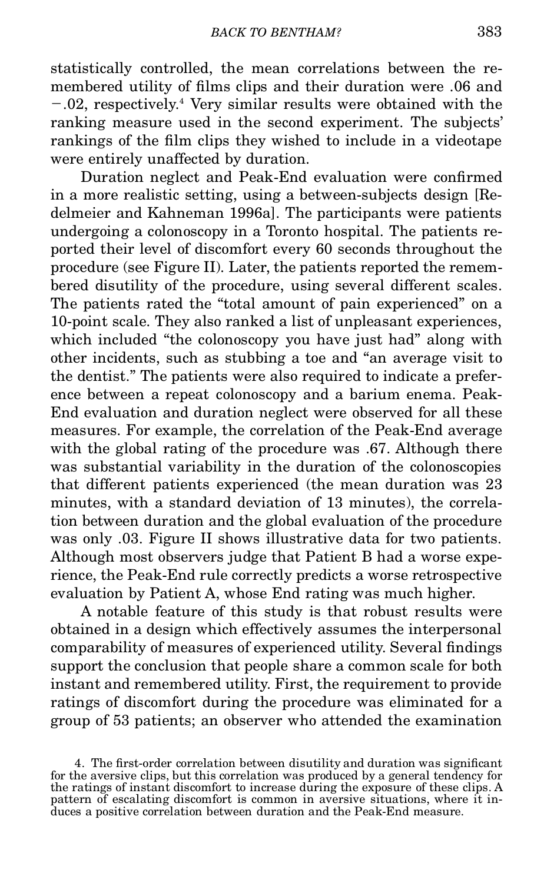statistically controlled, the mean correlations between the remembered utility of films clips and their duration were .06 and −.02, respectively.[4] Very similar results were obtained with the ranking measure used in the second experiment. The subjects' rankings of the film clips they wished to include in a videotape were entirely unaffected by duration.

Duration neglect and Peak-End evaluation were confirmed in a more realistic setting, using a between-subjects design [Redelmeier and Kahneman 1996a]. The participants were patients undergoing a colonoscopy in a Toronto hospital. The patients reported their level of discomfort every 60 seconds throughout the procedure (see Figure II). Later, the patients reported the remembered disutility of the procedure, using several different scales. The patients rated the "total amount of pain experienced" on a 10-point scale. They also ranked a list of unpleasant experiences, which included "the colonoscopy you have just had" along with other incidents, such as stubbing a toe and "an average visit to the dentist." The patients were also required to indicate a preference between a repeat colonoscopy and a barium enema. Peak-End evaluation and duration neglect were observed for all these measures. For example, the correlation of the Peak-End average with the global rating of the procedure was .67. Although there was substantial variability in the duration of the colonoscopies that different patients experienced (the mean duration was 23 minutes, with a standard deviation of 13 minutes), the correlation between duration and the global evaluation of the procedure was only .03. Figure II shows illustrative data for two patients. Although most observers judge that Patient B had a worse experience, the Peak-End rule correctly predicts a worse retrospective evaluation by Patient A, whose End rating was much higher.

A notable feature of this study is that robust results were obtained in a design which effectively assumes the interpersonal comparability of measures of experienced utility. Several findings support the conclusion that people share a common scale for both instant and remembered utility. First, the requirement to provide ratings of discomfort during the procedure was eliminated for a group of 53 patients; an observer who attended the examination

4. The first-order correlation between disutility and duration was significant for the aversive clips, but this correlation was produced by a general tendency for the ratings of instant discomfort to increase during the exposure of these clips. A pattern of escalating discomfort is common in aversive situations, where it induces a positive correlation between duration and the Peak-End measure.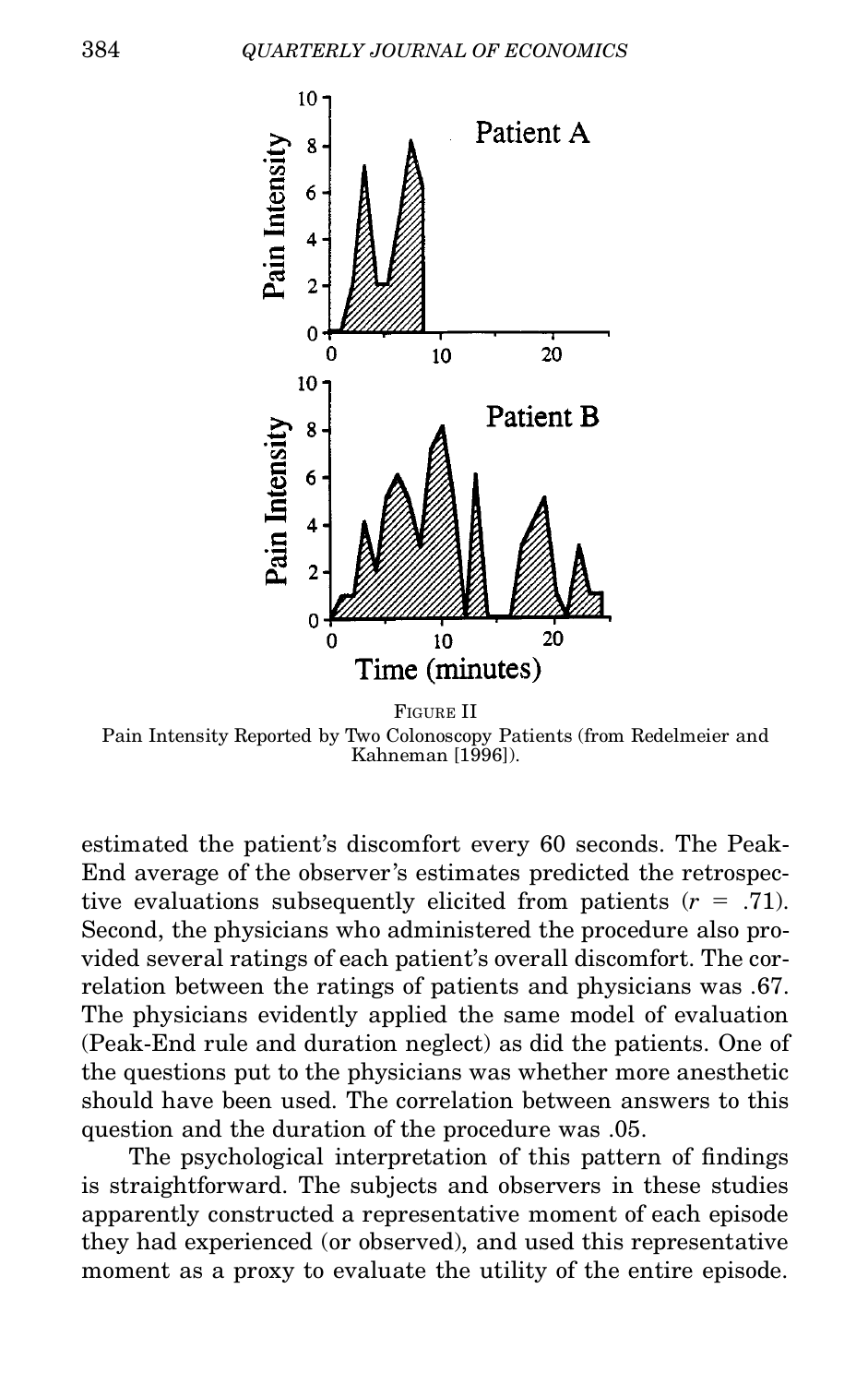FIGURE II
Pain Intensity Reported by Two Colonoscopy Patients (from Redelmeier and Kahneman [1996]).

estimated the patient's discomfort every 60 seconds. The Peak-End average of the observer's estimates predicted the retrospective evaluations subsequently elicited from patients ($r$ = .71). Second, the physicians who administered the procedure also provided several ratings of each patient's overall discomfort. The correlation between the ratings of patients and physicians was .67. The physicians evidently applied the same model of evaluation (Peak-End rule and duration neglect) as did the patients. One of the questions put to the physicians was whether more anesthetic should have been used. The correlation between answers to this question and the duration of the procedure was .05.

The psychological interpretation of this pattern of findings is straightforward. The subjects and observers in these studies apparently constructed a representative moment of each episode they had experienced (or observed), and used this representative moment as a proxy to evaluate the utility of the entire episode.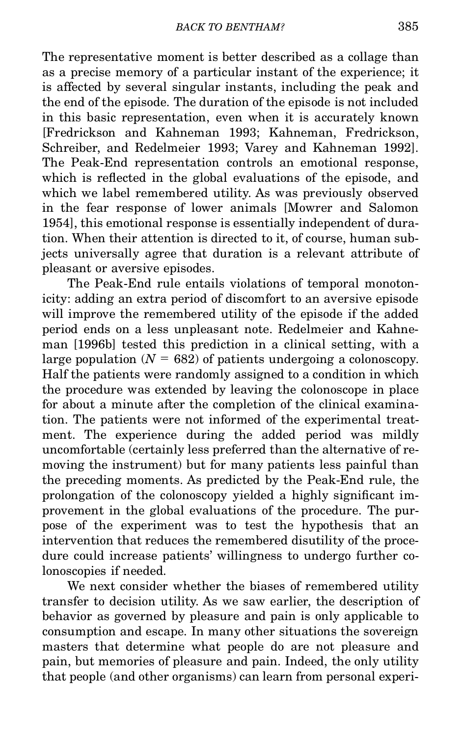The representative moment is better described as a collage than as a precise memory of a particular instant of the experience; it is affected by several singular instants, including the peak and the end of the episode. The duration of the episode is not included in this basic representation, even when it is accurately known [Fredrickson and Kahneman 1993; Kahneman, Fredrickson, Schreiber, and Redelmeier 1993; Varey and Kahneman 1992]. The Peak-End representation controls an emotional response, which is reflected in the global evaluations of the episode, and which we label remembered utility. As was previously observed in the fear response of lower animals [Mowrer and Salomon 1954], this emotional response is essentially independent of duration. When their attention is directed to it, of course, human subjects universally agree that duration is a relevant attribute of pleasant or aversive episodes.

The Peak-End rule entails violations of temporal monotonicity: adding an extra period of discomfort to an aversive episode will improve the remembered utility of the episode if the added period ends on a less unpleasant note. Redelmeier and Kahneman [1996b] tested this prediction in a clinical setting, with a large population ($N = 682$) of patients undergoing a colonoscopy. Half the patients were randomly assigned to a condition in which the procedure was extended by leaving the colonoscope in place for about a minute after the completion of the clinical examination. The patients were not informed of the experimental treatment. The experience during the added period was mildly uncomfortable (certainly less preferred than the alternative of removing the instrument) but for many patients less painful than the preceding moments. As predicted by the Peak-End rule, the prolongation of the colonoscopy yielded a highly significant improvement in the global evaluations of the procedure. The purpose of the experiment was to test the hypothesis that an intervention that reduces the remembered disutility of the procedure could increase patients' willingness to undergo further colonoscopies if needed.

We next consider whether the biases of remembered utility transfer to decision utility. As we saw earlier, the description of behavior as governed by pleasure and pain is only applicable to consumption and escape. In many other situations the sovereign masters that determine what people do are not pleasure and pain, but memories of pleasure and pain. Indeed, the only utility that people (and other organisms) can learn from personal experi-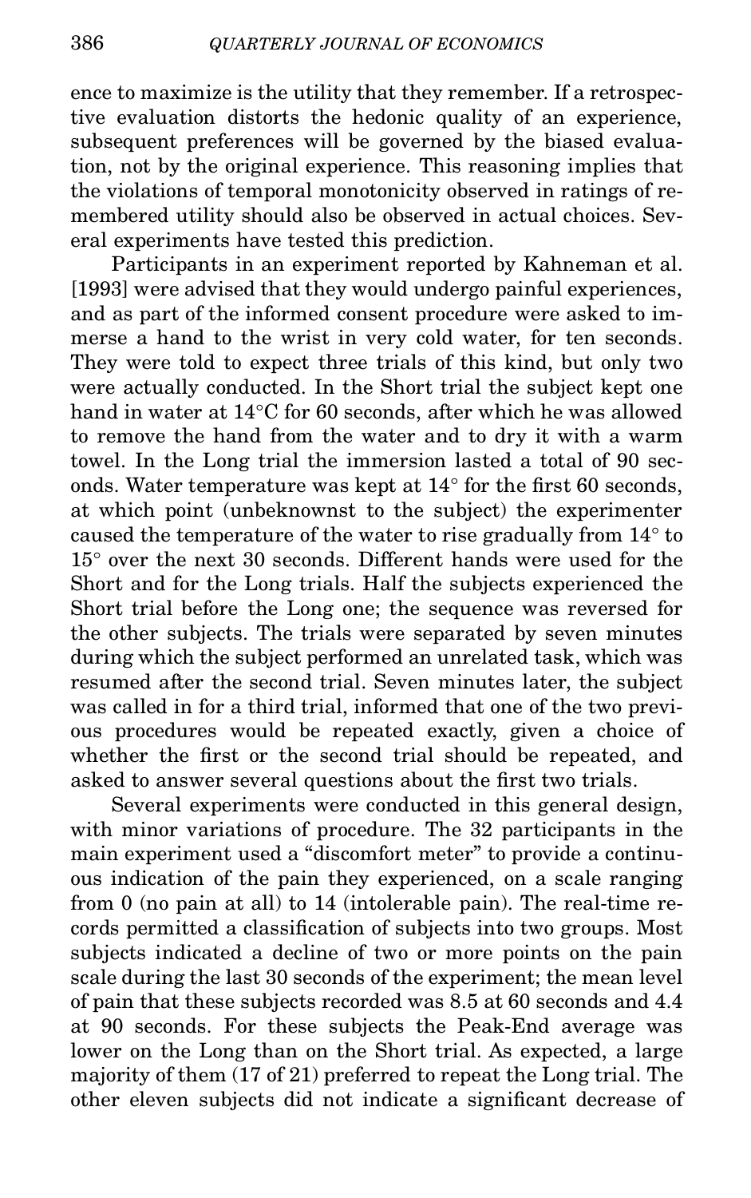ence to maximize is the utility that they remember. If a retrospective evaluation distorts the hedonic quality of an experience, subsequent preferences will be governed by the biased evaluation, not by the original experience. This reasoning implies that the violations of temporal monotonicity observed in ratings of remembered utility should also be observed in actual choices. Several experiments have tested this prediction.

Participants in an experiment reported by Kahneman et al. [1993] were advised that they would undergo painful experiences, and as part of the informed consent procedure were asked to immerse a hand to the wrist in very cold water, for ten seconds. They were told to expect three trials of this kind, but only two were actually conducted. In the Short trial the subject kept one hand in water at 14°C for 60 seconds, after which he was allowed to remove the hand from the water and to dry it with a warm towel. In the Long trial the immersion lasted a total of 90 seconds. Water temperature was kept at 14° for the first 60 seconds, at which point (unbeknownst to the subject) the experimenter caused the temperature of the water to rise gradually from 14° to 15° over the next 30 seconds. Different hands were used for the Short and for the Long trials. Half the subjects experienced the Short trial before the Long one; the sequence was reversed for the other subjects. The trials were separated by seven minutes during which the subject performed an unrelated task, which was resumed after the second trial. Seven minutes later, the subject was called in for a third trial, informed that one of the two previous procedures would be repeated exactly, given a choice of whether the first or the second trial should be repeated, and asked to answer several questions about the first two trials.

Several experiments were conducted in this general design, with minor variations of procedure. The 32 participants in the main experiment used a "discomfort meter" to provide a continuous indication of the pain they experienced, on a scale ranging from 0 (no pain at all) to 14 (intolerable pain). The real-time records permitted a classification of subjects into two groups. Most subjects indicated a decline of two or more points on the pain scale during the last 30 seconds of the experiment; the mean level of pain that these subjects recorded was 8.5 at 60 seconds and 4.4 at 90 seconds. For these subjects the Peak-End average was lower on the Long than on the Short trial. As expected, a large majority of them (17 of 21) preferred to repeat the Long trial. The other eleven subjects did not indicate a significant decrease of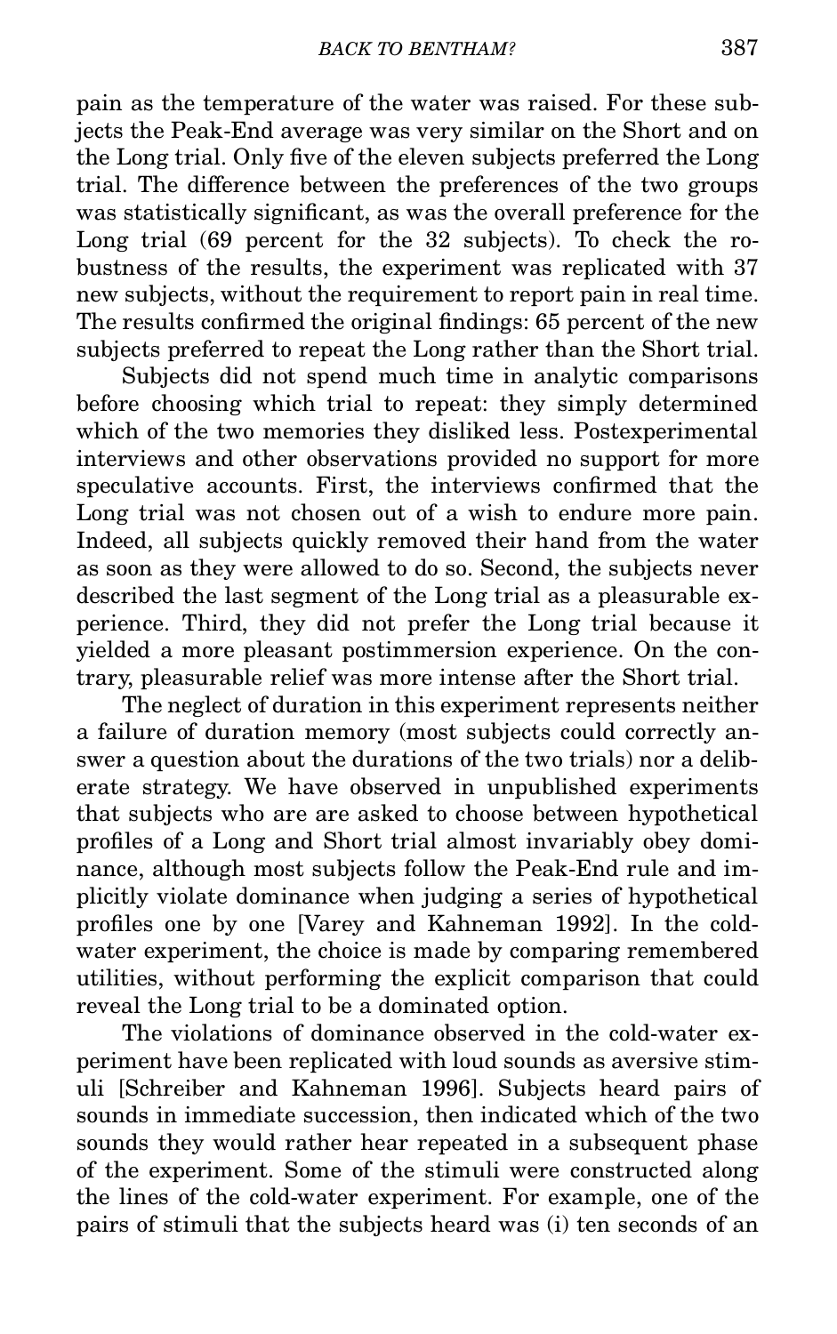pain as the temperature of the water was raised. For these subjects the Peak-End average was very similar on the Short and on the Long trial. Only five of the eleven subjects preferred the Long trial. The difference between the preferences of the two groups was statistically significant, as was the overall preference for the Long trial (69 percent for the 32 subjects). To check the robustness of the results, the experiment was replicated with 37 new subjects, without the requirement to report pain in real time. The results confirmed the original findings: 65 percent of the new subjects preferred to repeat the Long rather than the Short trial.

Subjects did not spend much time in analytic comparisons before choosing which trial to repeat: they simply determined which of the two memories they disliked less. Postexperimental interviews and other observations provided no support for more speculative accounts. First, the interviews confirmed that the Long trial was not chosen out of a wish to endure more pain. Indeed, all subjects quickly removed their hand from the water as soon as they were allowed to do so. Second, the subjects never described the last segment of the Long trial as a pleasurable experience. Third, they did not prefer the Long trial because it yielded a more pleasant postimmersion experience. On the contrary, pleasurable relief was more intense after the Short trial.

The neglect of duration in this experiment represents neither a failure of duration memory (most subjects could correctly answer a question about the durations of the two trials) nor a deliberate strategy. We have observed in unpublished experiments that subjects who are are asked to choose between hypothetical profiles of a Long and Short trial almost invariably obey dominance, although most subjects follow the Peak-End rule and implicitly violate dominance when judging a series of hypothetical profiles one by one [Varey and Kahneman 1992]. In the cold-water experiment, the choice is made by comparing remembered utilities, without performing the explicit comparison that could reveal the Long trial to be a dominated option.

The violations of dominance observed in the cold-water experiment have been replicated with loud sounds as aversive stimuli [Schreiber and Kahneman 1996]. Subjects heard pairs of sounds in immediate succession, then indicated which of the two sounds they would rather hear repeated in a subsequent phase of the experiment. Some of the stimuli were constructed along the lines of the cold-water experiment. For example, one of the pairs of stimuli that the subjects heard was (i) ten seconds of an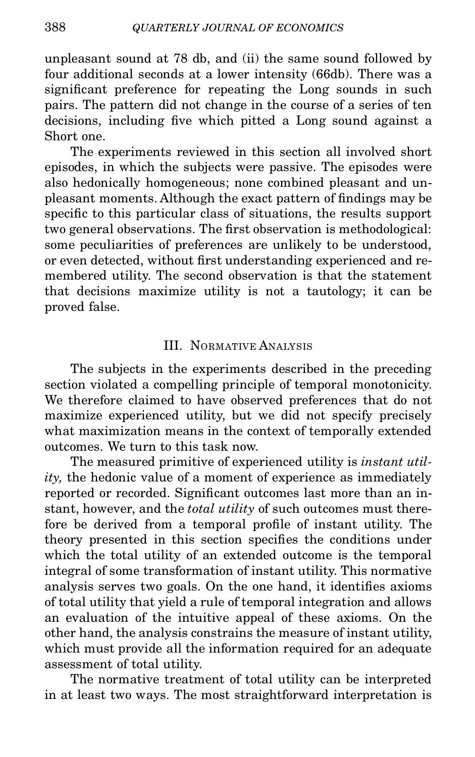unpleasant sound at 78 db, and (ii) the same sound followed by four additional seconds at a lower intensity (66db). There was a significant preference for repeating the Long sounds in such pairs. The pattern did not change in the course of a series of ten decisions, including five which pitted a Long sound against a Short one.

The experiments reviewed in this section all involved short episodes, in which the subjects were passive. The episodes were also hedonically homogeneous; none combined pleasant and unpleasant moments. Although the exact pattern of findings may be specific to this particular class of situations, the results support two general observations. The first observation is methodological: some peculiarities of preferences are unlikely to be understood, or even detected, without first understanding experienced and remembered utility. The second observation is that the statement that decisions maximize utility is not a tautology; it can be proved false.

## III. Normative Analysis

The subjects in the experiments described in the preceding section violated a compelling principle of temporal monotonicity. We therefore claimed to have observed preferences that do not maximize experienced utility, but we did not specify precisely what maximization means in the context of temporally extended outcomes. We turn to this task now.

The measured primitive of experienced utility is *instant utility,* the hedonic value of a moment of experience as immediately reported or recorded. Significant outcomes last more than an instant, however, and the *total utility* of such outcomes must therefore be derived from a temporal profile of instant utility. The theory presented in this section specifies the conditions under which the total utility of an extended outcome is the temporal integral of some transformation of instant utility. This normative analysis serves two goals. On the one hand, it identifies axioms of total utility that yield a rule of temporal integration and allows an evaluation of the intuitive appeal of these axioms. On the other hand, the analysis constrains the measure of instant utility, which must provide all the information required for an adequate assessment of total utility.

The normative treatment of total utility can be interpreted in at least two ways. The most straightforward interpretation is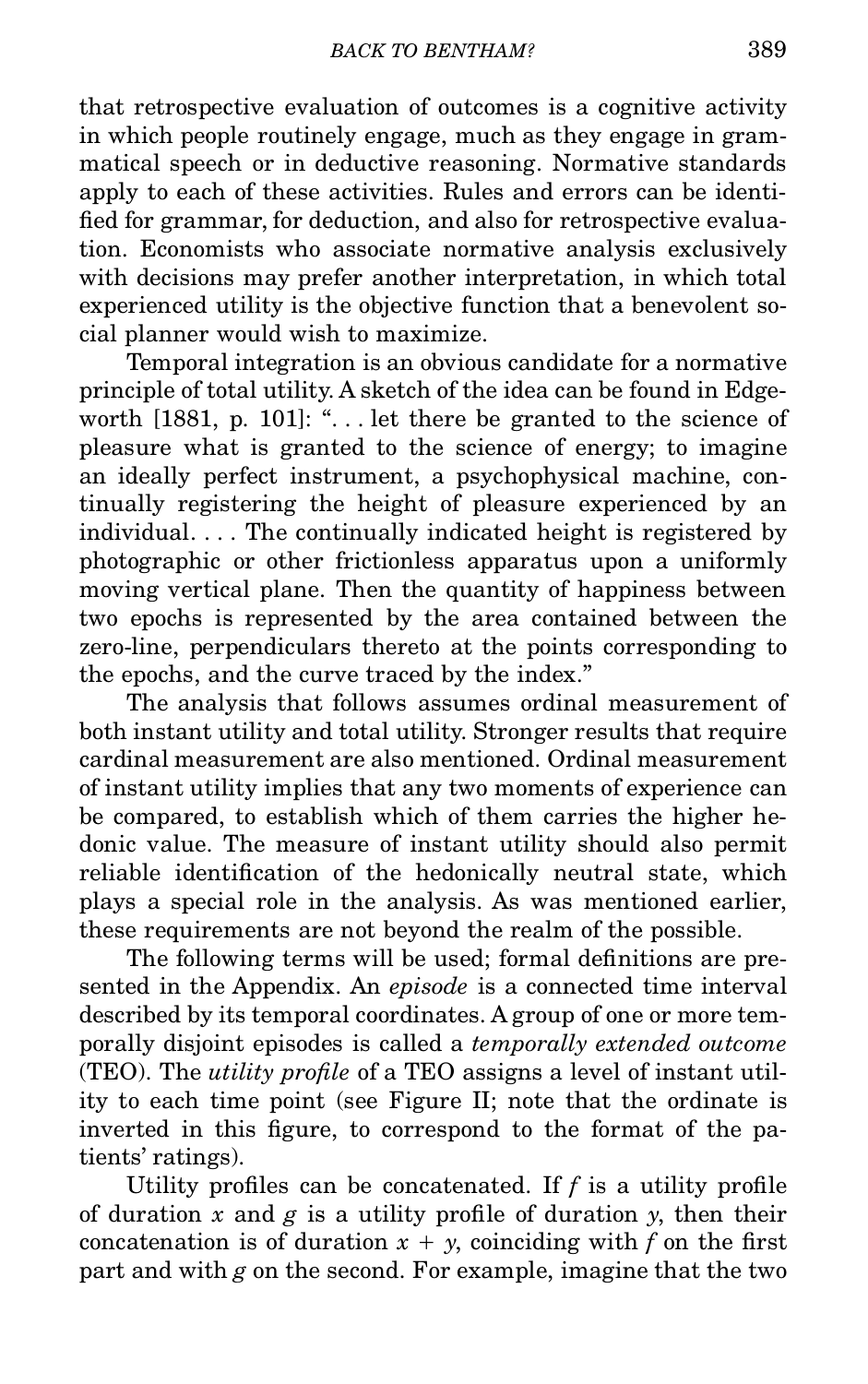that retrospective evaluation of outcomes is a cognitive activity in which people routinely engage, much as they engage in grammatical speech or in deductive reasoning. Normative standards apply to each of these activities. Rules and errors can be identified for grammar, for deduction, and also for retrospective evaluation. Economists who associate normative analysis exclusively with decisions may prefer another interpretation, in which total experienced utility is the objective function that a benevolent social planner would wish to maximize.

Temporal integration is an obvious candidate for a normative principle of total utility. A sketch of the idea can be found in Edgeworth [1881, p. 101]: ". . . let there be granted to the science of pleasure what is granted to the science of energy; to imagine an ideally perfect instrument, a psychophysical machine, continually registering the height of pleasure experienced by an individual. . . . The continually indicated height is registered by photographic or other frictionless apparatus upon a uniformly moving vertical plane. Then the quantity of happiness between two epochs is represented by the area contained between the zero-line, perpendiculars thereto at the points corresponding to the epochs, and the curve traced by the index."

The analysis that follows assumes ordinal measurement of both instant utility and total utility. Stronger results that require cardinal measurement are also mentioned. Ordinal measurement of instant utility implies that any two moments of experience can be compared, to establish which of them carries the higher hedonic value. The measure of instant utility should also permit reliable identification of the hedonically neutral state, which plays a special role in the analysis. As was mentioned earlier, these requirements are not beyond the realm of the possible.

The following terms will be used; formal definitions are presented in the Appendix. An *episode* is a connected time interval described by its temporal coordinates. A group of one or more temporally disjoint episodes is called a *temporally extended outcome* (TEO). The *utility profile* of a TEO assigns a level of instant utility to each time point (see Figure II; note that the ordinate is inverted in this figure, to correspond to the format of the patients' ratings).

Utility profiles can be concatenated. If $f$ is a utility profile of duration $x$ and $g$ is a utility profile of duration $y$, then their concatenation is of duration $x + y$, coinciding with $f$ on the first part and with $g$ on the second. For example, imagine that the two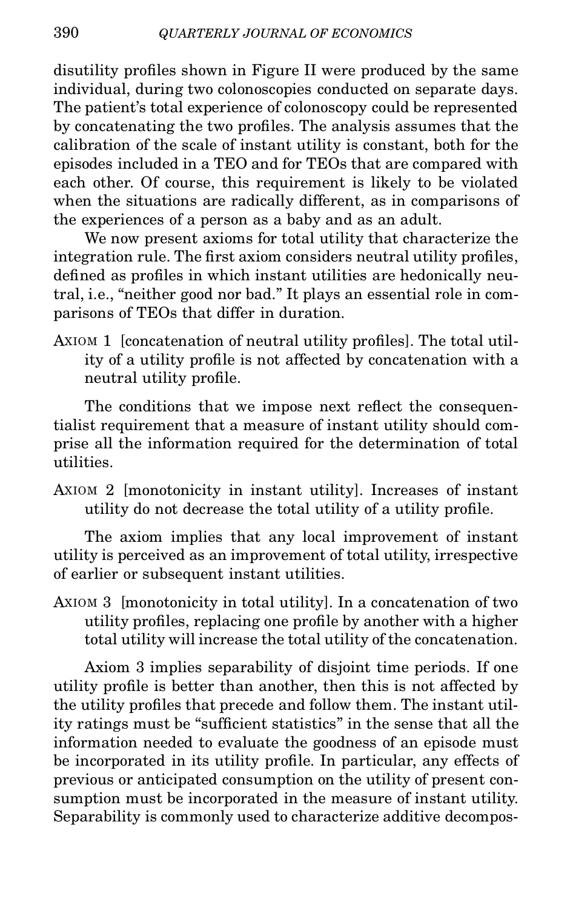disutility profiles shown in Figure II were produced by the same individual, during two colonoscopies conducted on separate days. The patient's total experience of colonoscopy could be represented by concatenating the two profiles. The analysis assumes that the calibration of the scale of instant utility is constant, both for the episodes included in a TEO and for TEOs that are compared with each other. Of course, this requirement is likely to be violated when the situations are radically different, as in comparisons of the experiences of a person as a baby and as an adult.

We now present axioms for total utility that characterize the integration rule. The first axiom considers neutral utility profiles, defined as profiles in which instant utilities are hedonically neutral, i.e., "neither good nor bad." It plays an essential role in comparisons of TEOs that differ in duration.

AXIOM 1 [concatenation of neutral utility profiles]. The total utility of a utility profile is not affected by concatenation with a neutral utility profile.

The conditions that we impose next reflect the consequentialist requirement that a measure of instant utility should comprise all the information required for the determination of total utilities.

AXIOM 2 [monotonicity in instant utility]. Increases of instant utility do not decrease the total utility of a utility profile.

The axiom implies that any local improvement of instant utility is perceived as an improvement of total utility, irrespective of earlier or subsequent instant utilities.

AXIOM 3 [monotonicity in total utility]. In a concatenation of two utility profiles, replacing one profile by another with a higher total utility will increase the total utility of the concatenation.

Axiom 3 implies separability of disjoint time periods. If one utility profile is better than another, then this is not affected by the utility profiles that precede and follow them. The instant utility ratings must be "sufficient statistics" in the sense that all the information needed to evaluate the goodness of an episode must be incorporated in its utility profile. In particular, any effects of previous or anticipated consumption on the utility of present consumption must be incorporated in the measure of instant utility. Separability is commonly used to characterize additive decompos-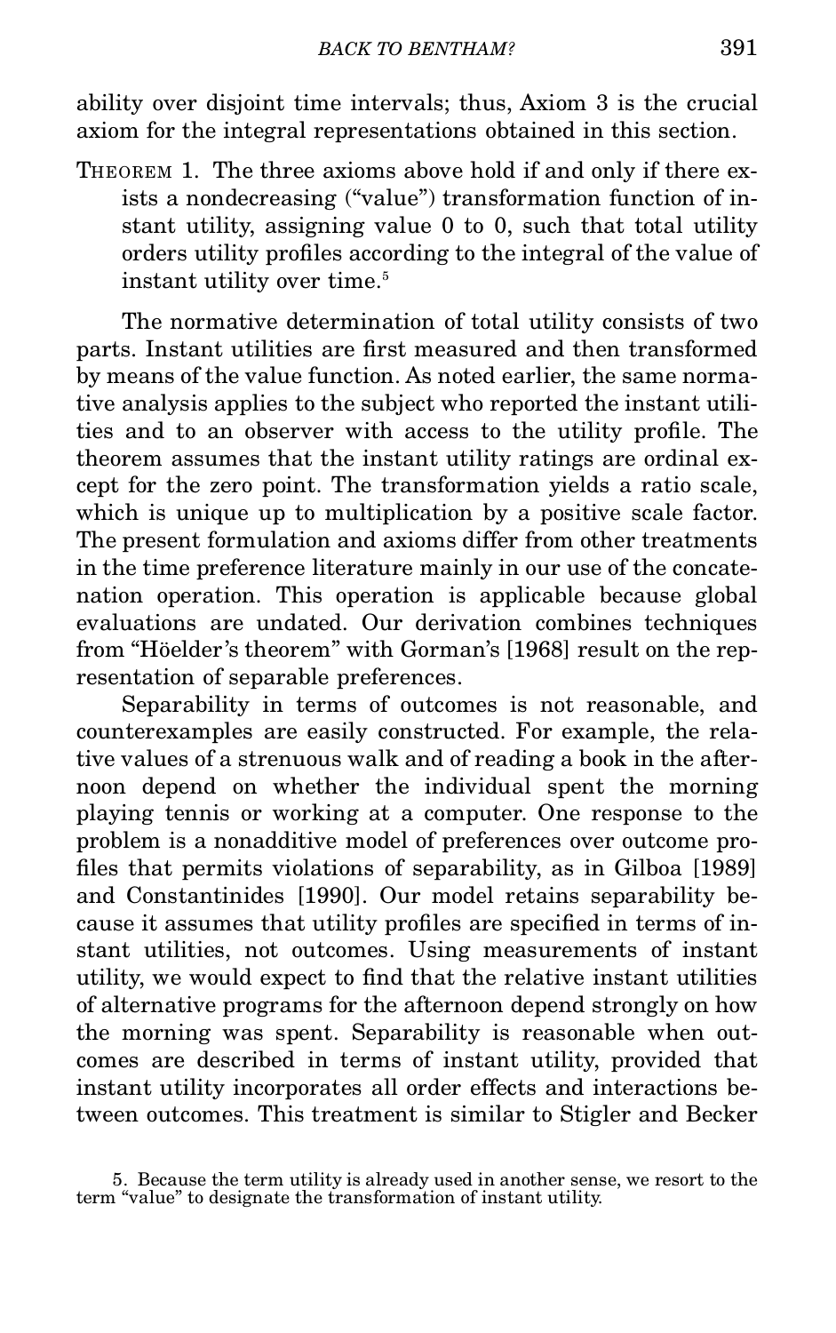ability over disjoint time intervals; thus, Axiom 3 is the crucial axiom for the integral representations obtained in this section.

THEOREM 1. The three axioms above hold if and only if there exists a nondecreasing ("value") transformation function of instant utility, assigning value 0 to 0, such that total utility orders utility profiles according to the integral of the value of instant utility over time.[5]

The normative determination of total utility consists of two parts. Instant utilities are first measured and then transformed by means of the value function. As noted earlier, the same normative analysis applies to the subject who reported the instant utilities and to an observer with access to the utility profile. The theorem assumes that the instant utility ratings are ordinal except for the zero point. The transformation yields a ratio scale, which is unique up to multiplication by a positive scale factor. The present formulation and axioms differ from other treatments in the time preference literature mainly in our use of the concatenation operation. This operation is applicable because global evaluations are undated. Our derivation combines techniques from "Höelder's theorem" with Gorman's [1968] result on the representation of separable preferences.

Separability in terms of outcomes is not reasonable, and counterexamples are easily constructed. For example, the relative values of a strenuous walk and of reading a book in the afternoon depend on whether the individual spent the morning playing tennis or working at a computer. One response to the problem is a nonadditive model of preferences over outcome profiles that permits violations of separability, as in Gilboa [1989] and Constantinides [1990]. Our model retains separability because it assumes that utility profiles are specified in terms of instant utilities, not outcomes. Using measurements of instant utility, we would expect to find that the relative instant utilities of alternative programs for the afternoon depend strongly on how the morning was spent. Separability is reasonable when outcomes are described in terms of instant utility, provided that instant utility incorporates all order effects and interactions between outcomes. This treatment is similar to Stigler and Becker

5. Because the term utility is already used in another sense, we resort to the term "value" to designate the transformation of instant utility.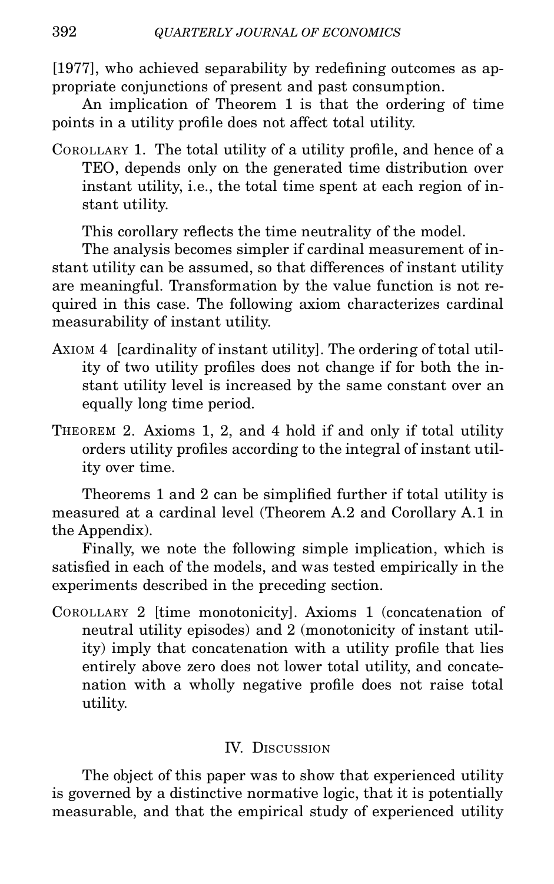[1977], who achieved separability by redefining outcomes as appropriate conjunctions of present and past consumption.

An implication of Theorem 1 is that the ordering of time points in a utility profile does not affect total utility.

COROLLARY 1. The total utility of a utility profile, and hence of a TEO, depends only on the generated time distribution over instant utility, i.e., the total time spent at each region of instant utility.

This corollary reflects the time neutrality of the model.

The analysis becomes simpler if cardinal measurement of instant utility can be assumed, so that differences of instant utility are meaningful. Transformation by the value function is not required in this case. The following axiom characterizes cardinal measurability of instant utility.

AXIOM 4 [cardinality of instant utility]. The ordering of total utility of two utility profiles does not change if for both the instant utility level is increased by the same constant over an equally long time period.

THEOREM 2. Axioms 1, 2, and 4 hold if and only if total utility orders utility profiles according to the integral of instant utility over time.

Theorems 1 and 2 can be simplified further if total utility is measured at a cardinal level (Theorem A.2 and Corollary A.1 in the Appendix).

Finally, we note the following simple implication, which is satisfied in each of the models, and was tested empirically in the experiments described in the preceding section.

COROLLARY 2 [time monotonicity]. Axioms 1 (concatenation of neutral utility episodes) and 2 (monotonicity of instant utility) imply that concatenation with a utility profile that lies entirely above zero does not lower total utility, and concatenation with a wholly negative profile does not raise total utility.

## IV. DISCUSSION

The object of this paper was to show that experienced utility is governed by a distinctive normative logic, that it is potentially measurable, and that the empirical study of experienced utility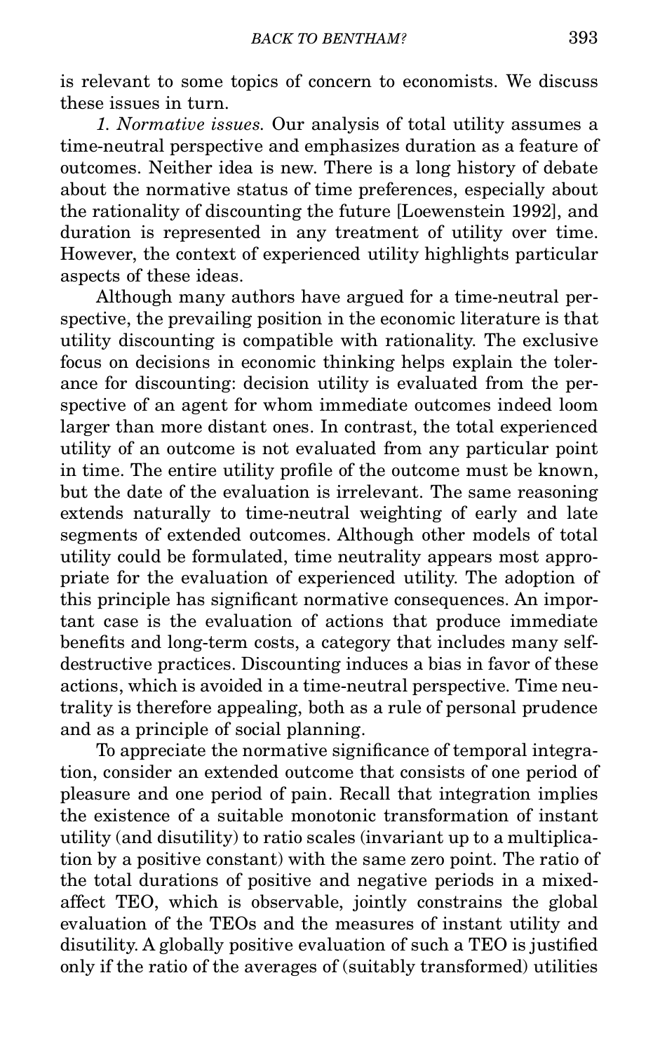is relevant to some topics of concern to economists. We discuss these issues in turn.

*1. Normative issues.* Our analysis of total utility assumes a time-neutral perspective and emphasizes duration as a feature of outcomes. Neither idea is new. There is a long history of debate about the normative status of time preferences, especially about the rationality of discounting the future [Loewenstein 1992], and duration is represented in any treatment of utility over time. However, the context of experienced utility highlights particular aspects of these ideas.

Although many authors have argued for a time-neutral perspective, the prevailing position in the economic literature is that utility discounting is compatible with rationality. The exclusive focus on decisions in economic thinking helps explain the tolerance for discounting: decision utility is evaluated from the perspective of an agent for whom immediate outcomes indeed loom larger than more distant ones. In contrast, the total experienced utility of an outcome is not evaluated from any particular point in time. The entire utility profile of the outcome must be known, but the date of the evaluation is irrelevant. The same reasoning extends naturally to time-neutral weighting of early and late segments of extended outcomes. Although other models of total utility could be formulated, time neutrality appears most appropriate for the evaluation of experienced utility. The adoption of this principle has significant normative consequences. An important case is the evaluation of actions that produce immediate benefits and long-term costs, a category that includes many self-destructive practices. Discounting induces a bias in favor of these actions, which is avoided in a time-neutral perspective. Time neutrality is therefore appealing, both as a rule of personal prudence and as a principle of social planning.

To appreciate the normative significance of temporal integration, consider an extended outcome that consists of one period of pleasure and one period of pain. Recall that integration implies the existence of a suitable monotonic transformation of instant utility (and disutility) to ratio scales (invariant up to a multiplication by a positive constant) with the same zero point. The ratio of the total durations of positive and negative periods in a mixed-affect TEO, which is observable, jointly constrains the global evaluation of the TEOs and the measures of instant utility and disutility. A globally positive evaluation of such a TEO is justified only if the ratio of the averages of (suitably transformed) utilities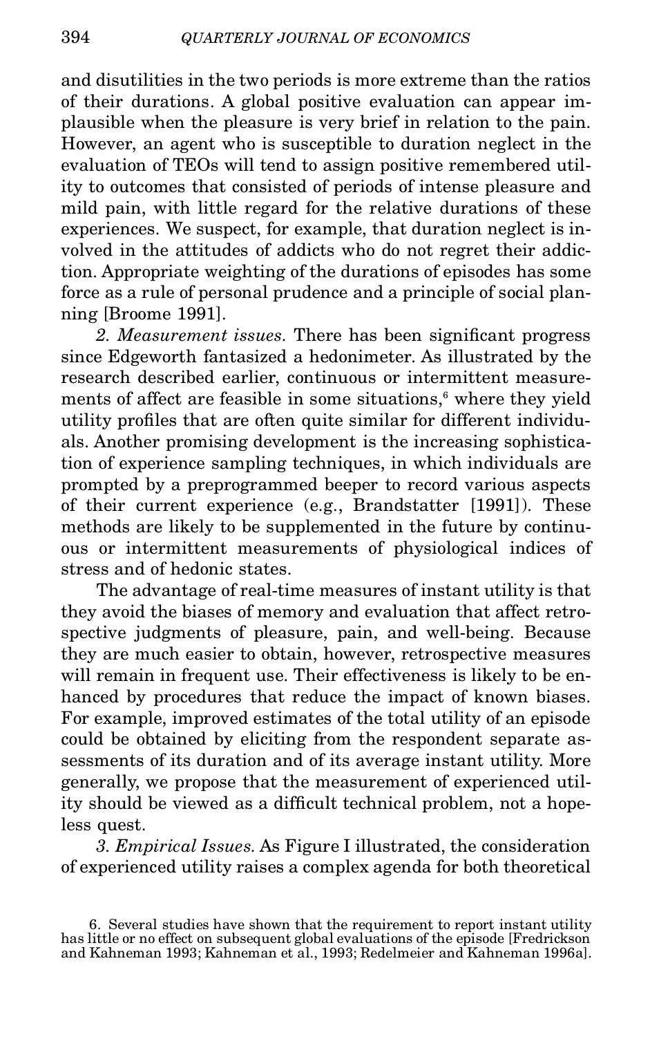and disutilities in the two periods is more extreme than the ratios of their durations. A global positive evaluation can appear implausible when the pleasure is very brief in relation to the pain. However, an agent who is susceptible to duration neglect in the evaluation of TEOs will tend to assign positive remembered utility to outcomes that consisted of periods of intense pleasure and mild pain, with little regard for the relative durations of these experiences. We suspect, for example, that duration neglect is involved in the attitudes of addicts who do not regret their addiction. Appropriate weighting of the durations of episodes has some force as a rule of personal prudence and a principle of social planning [Broome 1991].

*2. Measurement issues.* There has been significant progress since Edgeworth fantasized a hedonimeter. As illustrated by the research described earlier, continuous or intermittent measurements of affect are feasible in some situations,[6] where they yield utility profiles that are often quite similar for different individuals. Another promising development is the increasing sophistication of experience sampling techniques, in which individuals are prompted by a preprogrammed beeper to record various aspects of their current experience (e.g., Brandstatter [1991]). These methods are likely to be supplemented in the future by continuous or intermittent measurements of physiological indices of stress and of hedonic states.

The advantage of real-time measures of instant utility is that they avoid the biases of memory and evaluation that affect retrospective judgments of pleasure, pain, and well-being. Because they are much easier to obtain, however, retrospective measures will remain in frequent use. Their effectiveness is likely to be enhanced by procedures that reduce the impact of known biases. For example, improved estimates of the total utility of an episode could be obtained by eliciting from the respondent separate assessments of its duration and of its average instant utility. More generally, we propose that the measurement of experienced utility should be viewed as a difficult technical problem, not a hopeless quest.

*3. Empirical Issues.* As Figure I illustrated, the consideration of experienced utility raises a complex agenda for both theoretical

6. Several studies have shown that the requirement to report instant utility has little or no effect on subsequent global evaluations of the episode [Fredrickson and Kahneman 1993; Kahneman et al., 1993; Redelmeier and Kahneman 1996a].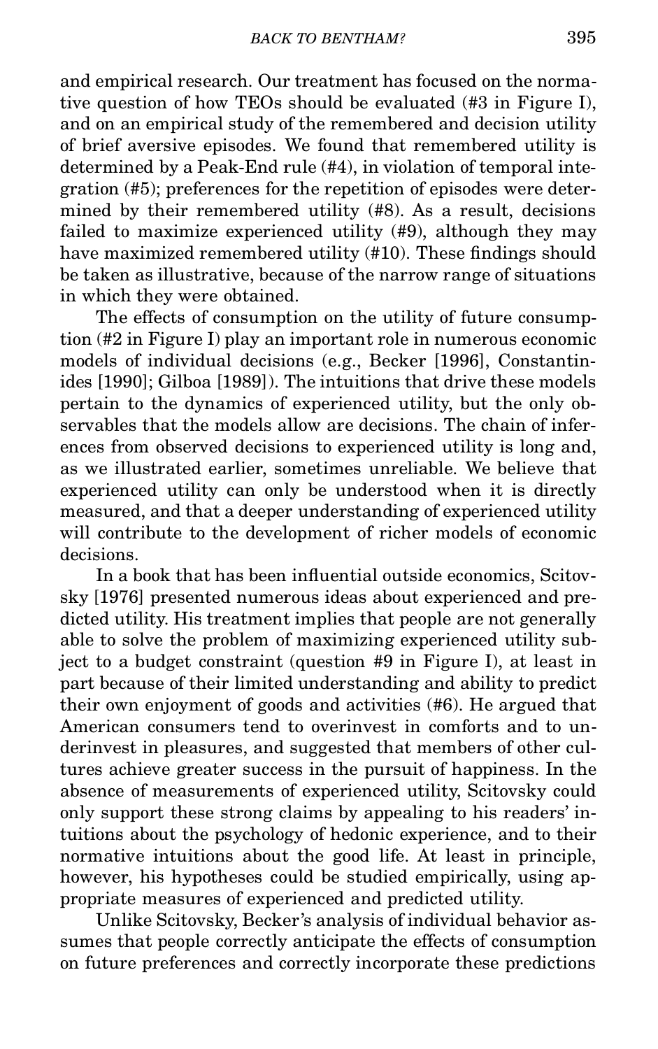and empirical research. Our treatment has focused on the normative question of how TEOs should be evaluated (#3 in Figure I), and on an empirical study of the remembered and decision utility of brief aversive episodes. We found that remembered utility is determined by a Peak-End rule (#4), in violation of temporal integration (#5); preferences for the repetition of episodes were determined by their remembered utility (#8). As a result, decisions failed to maximize experienced utility (#9), although they may have maximized remembered utility (#10). These findings should be taken as illustrative, because of the narrow range of situations in which they were obtained.

The effects of consumption on the utility of future consumption (#2 in Figure I) play an important role in numerous economic models of individual decisions (e.g., Becker [1996], Constantinides [1990]; Gilboa [1989]). The intuitions that drive these models pertain to the dynamics of experienced utility, but the only observables that the models allow are decisions. The chain of inferences from observed decisions to experienced utility is long and, as we illustrated earlier, sometimes unreliable. We believe that experienced utility can only be understood when it is directly measured, and that a deeper understanding of experienced utility will contribute to the development of richer models of economic decisions.

In a book that has been influential outside economics, Scitovsky [1976] presented numerous ideas about experienced and predicted utility. His treatment implies that people are not generally able to solve the problem of maximizing experienced utility subject to a budget constraint (question #9 in Figure I), at least in part because of their limited understanding and ability to predict their own enjoyment of goods and activities (#6). He argued that American consumers tend to overinvest in comforts and to underinvest in pleasures, and suggested that members of other cultures achieve greater success in the pursuit of happiness. In the absence of measurements of experienced utility, Scitovsky could only support these strong claims by appealing to his readers' intuitions about the psychology of hedonic experience, and to their normative intuitions about the good life. At least in principle, however, his hypotheses could be studied empirically, using appropriate measures of experienced and predicted utility.

Unlike Scitovsky, Becker's analysis of individual behavior assumes that people correctly anticipate the effects of consumption on future preferences and correctly incorporate these predictions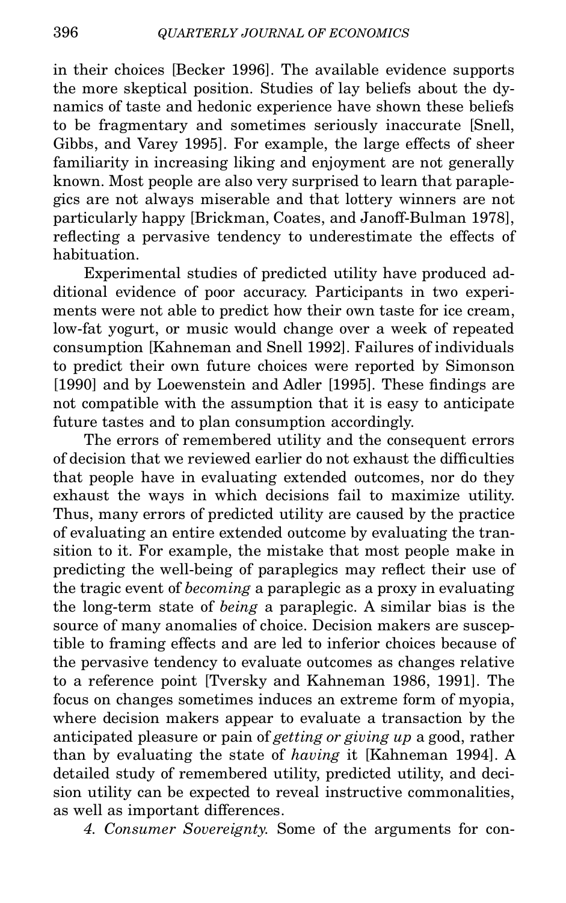in their choices [Becker 1996]. The available evidence supports the more skeptical position. Studies of lay beliefs about the dynamics of taste and hedonic experience have shown these beliefs to be fragmentary and sometimes seriously inaccurate [Snell, Gibbs, and Varey 1995]. For example, the large effects of sheer familiarity in increasing liking and enjoyment are not generally known. Most people are also very surprised to learn that paraplegics are not always miserable and that lottery winners are not particularly happy [Brickman, Coates, and Janoff-Bulman 1978], reflecting a pervasive tendency to underestimate the effects of habituation.

Experimental studies of predicted utility have produced additional evidence of poor accuracy. Participants in two experiments were not able to predict how their own taste for ice cream, low-fat yogurt, or music would change over a week of repeated consumption [Kahneman and Snell 1992]. Failures of individuals to predict their own future choices were reported by Simonson [1990] and by Loewenstein and Adler [1995]. These findings are not compatible with the assumption that it is easy to anticipate future tastes and to plan consumption accordingly.

The errors of remembered utility and the consequent errors of decision that we reviewed earlier do not exhaust the difficulties that people have in evaluating extended outcomes, nor do they exhaust the ways in which decisions fail to maximize utility. Thus, many errors of predicted utility are caused by the practice of evaluating an entire extended outcome by evaluating the transition to it. For example, the mistake that most people make in predicting the well-being of paraplegics may reflect their use of the tragic event of *becoming* a paraplegic as a proxy in evaluating the long-term state of *being* a paraplegic. A similar bias is the source of many anomalies of choice. Decision makers are susceptible to framing effects and are led to inferior choices because of the pervasive tendency to evaluate outcomes as changes relative to a reference point [Tversky and Kahneman 1986, 1991]. The focus on changes sometimes induces an extreme form of myopia, where decision makers appear to evaluate a transaction by the anticipated pleasure or pain of *getting or giving up* a good, rather than by evaluating the state of *having* it [Kahneman 1994]. A detailed study of remembered utility, predicted utility, and decision utility can be expected to reveal instructive commonalities, as well as important differences.

*4. Consumer Sovereignty.* Some of the arguments for con-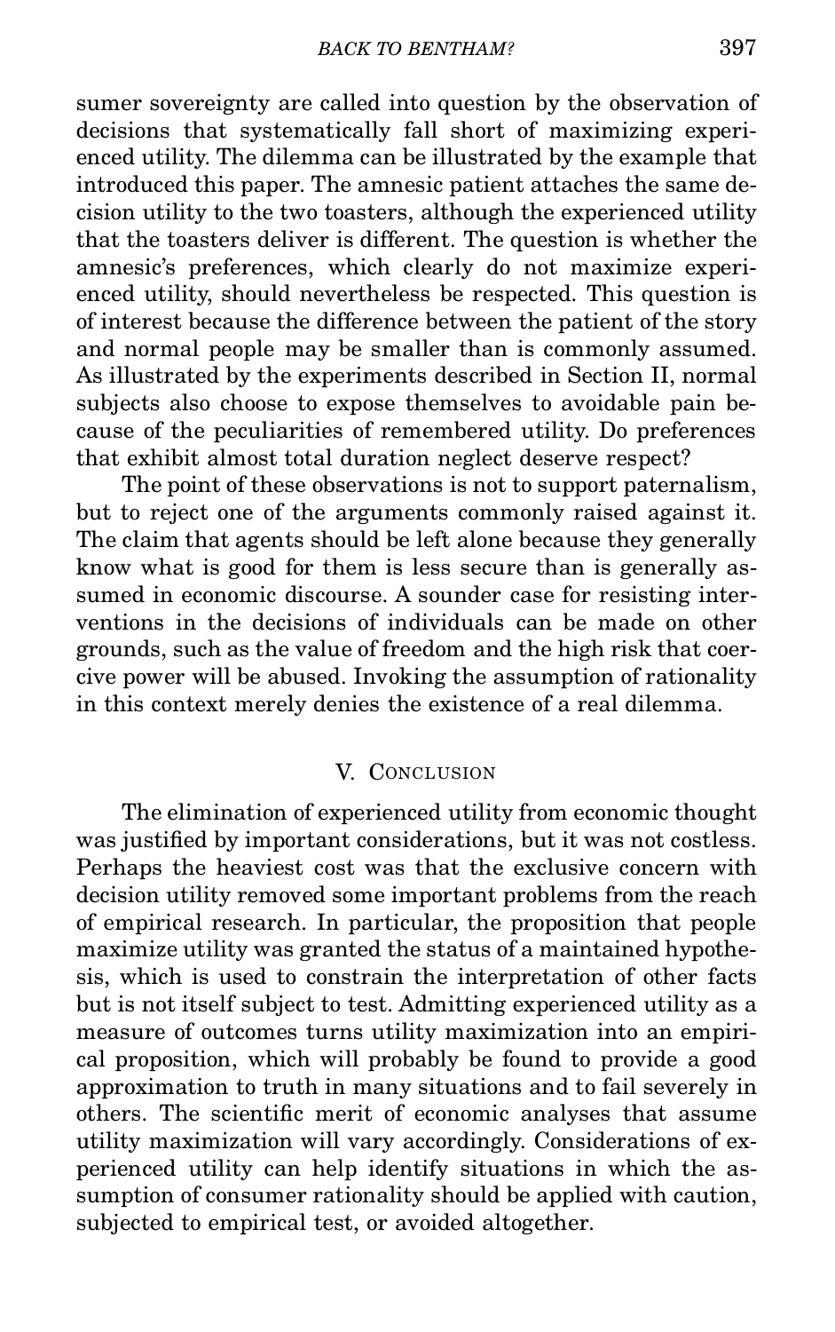sumer sovereignty are called into question by the observation of decisions that systematically fall short of maximizing experienced utility. The dilemma can be illustrated by the example that introduced this paper. The amnesic patient attaches the same decision utility to the two toasters, although the experienced utility that the toasters deliver is different. The question is whether the amnesic's preferences, which clearly do not maximize experienced utility, should nevertheless be respected. This question is of interest because the difference between the patient of the story and normal people may be smaller than is commonly assumed. As illustrated by the experiments described in Section II, normal subjects also choose to expose themselves to avoidable pain because of the peculiarities of remembered utility. Do preferences that exhibit almost total duration neglect deserve respect?

The point of these observations is not to support paternalism, but to reject one of the arguments commonly raised against it. The claim that agents should be left alone because they generally know what is good for them is less secure than is generally assumed in economic discourse. A sounder case for resisting interventions in the decisions of individuals can be made on other grounds, such as the value of freedom and the high risk that coercive power will be abused. Invoking the assumption of rationality in this context merely denies the existence of a real dilemma.

## V. Conclusion

The elimination of experienced utility from economic thought was justified by important considerations, but it was not costless. Perhaps the heaviest cost was that the exclusive concern with decision utility removed some important problems from the reach of empirical research. In particular, the proposition that people maximize utility was granted the status of a maintained hypothesis, which is used to constrain the interpretation of other facts but is not itself subject to test. Admitting experienced utility as a measure of outcomes turns utility maximization into an empirical proposition, which will probably be found to provide a good approximation to truth in many situations and to fail severely in others. The scientific merit of economic analyses that assume utility maximization will vary accordingly. Considerations of experienced utility can help identify situations in which the assumption of consumer rationality should be applied with caution, subjected to empirical test, or avoided altogether.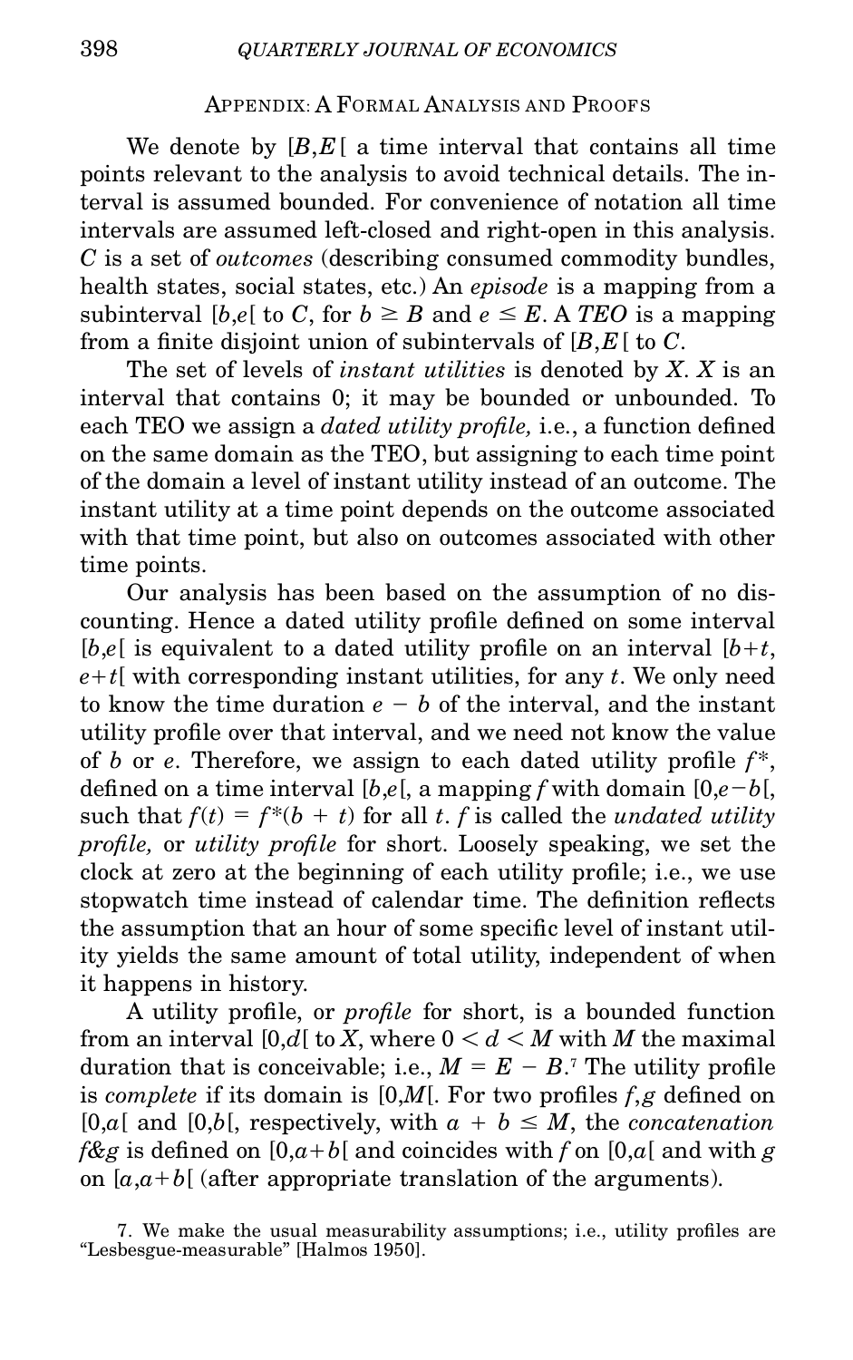## APPENDIX: A FORMAL ANALYSIS AND PROOFS

We denote by $[B,E[$ a time interval that contains all time points relevant to the analysis to avoid technical details. The interval is assumed bounded. For convenience of notation all time intervals are assumed left-closed and right-open in this analysis. $C$ is a set of *outcomes* (describing consumed commodity bundles, health states, social states, etc.) An *episode* is a mapping from a subinterval $[b,e[$ to $C$, for $b \geq B$ and $e \leq E$. A *TEO* is a mapping from a finite disjoint union of subintervals of $[B,E[$ to $C$.

The set of levels of *instant utilities* is denoted by $X$. $X$ is an interval that contains 0; it may be bounded or unbounded. To each TEO we assign a *dated utility profile,* i.e., a function defined on the same domain as the TEO, but assigning to each time point of the domain a level of instant utility instead of an outcome. The instant utility at a time point depends on the outcome associated with that time point, but also on outcomes associated with other time points.

Our analysis has been based on the assumption of no discounting. Hence a dated utility profile defined on some interval $[b,e[$ is equivalent to a dated utility profile on an interval $[b+t, e+t[$ with corresponding instant utilities, for any $t$. We only need to know the time duration $e - b$ of the interval, and the instant utility profile over that interval, and we need not know the value of $b$ or $e$. Therefore, we assign to each dated utility profile $f^*$, defined on a time interval $[b,e[$, a mapping $f$ with domain $[0,e-b[$, such that $f(t) = f^*(b + t)$ for all $t$. $f$ is called the *undated utility profile,* or *utility profile* for short. Loosely speaking, we set the clock at zero at the beginning of each utility profile; i.e., we use stopwatch time instead of calendar time. The definition reflects the assumption that an hour of some specific level of instant utility yields the same amount of total utility, independent of when it happens in history.

A utility profile, or *profile* for short, is a bounded function from an interval $[0,d[$ to $X$, where $0 < d < M$ with $M$ the maximal duration that is conceivable; i.e., $M = E - B$.[7] The utility profile is *complete* if its domain is $[0,M[$. For two profiles $f,g$ defined on $[0,a[$ and $[0,b[$, respectively, with $a + b \leq M$, the *concatenation* $f\&g$ is defined on $[0,a+b[$ and coincides with $f$ on $[0,a[$ and with $g$ on $[a,a+b[$ (after appropriate translation of the arguments).

7. We make the usual measurability assumptions; i.e., utility profiles are "Lesbesgue-measurable" [Halmos 1950].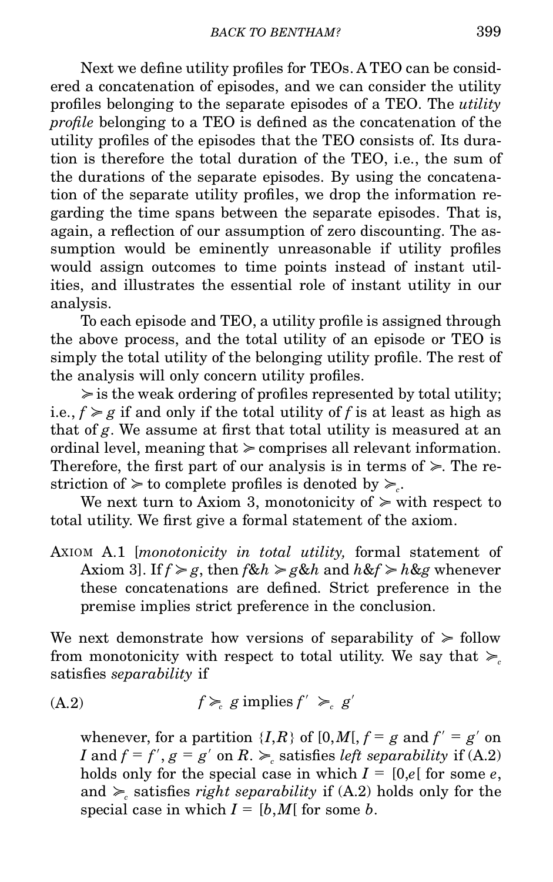Next we define utility profiles for TEOs. A TEO can be considered a concatenation of episodes, and we can consider the utility profiles belonging to the separate episodes of a TEO. The *utility profile* belonging to a TEO is defined as the concatenation of the utility profiles of the episodes that the TEO consists of. Its duration is therefore the total duration of the TEO, i.e., the sum of the durations of the separate episodes. By using the concatenation of the separate utility profiles, we drop the information regarding the time spans between the separate episodes. That is, again, a reflection of our assumption of zero discounting. The assumption would be eminently unreasonable if utility profiles would assign outcomes to time points instead of instant utilities, and illustrates the essential role of instant utility in our analysis.

To each episode and TEO, a utility profile is assigned through the above process, and the total utility of an episode or TEO is simply the total utility of the belonging utility profile. The rest of the analysis will only concern utility profiles.

$\succcurlyeq$ is the weak ordering of profiles represented by total utility; i.e., $f \succcurlyeq g$ if and only if the total utility of $f$ is at least as high as that of $g$. We assume at first that total utility is measured at an ordinal level, meaning that $\succcurlyeq$ comprises all relevant information. Therefore, the first part of our analysis is in terms of $\succcurlyeq$. The restriction of $\succcurlyeq$ to complete profiles is denoted by $\succcurlyeq_c$.

We next turn to Axiom 3, monotonicity of $\succcurlyeq$ with respect to total utility. We first give a formal statement of the axiom.

AXIOM A.1 [*monotonicity in total utility,* formal statement of Axiom 3]. If $f \succcurlyeq g$, then $f\&h \succcurlyeq g\&h$ and $h\&f \succcurlyeq h\&g$ whenever these concatenations are defined. Strict preference in the premise implies strict preference in the conclusion.

We next demonstrate how versions of separability of $\succcurlyeq$ follow from monotonicity with respect to total utility. We say that $\succcurlyeq_c$ satisfies *separability* if

$$f \succcurlyeq_c g \text{ implies } f' \succcurlyeq_c g' \tag{A.2}$$

whenever, for a partition $\{I,R\}$ of $[0,M[$, $f = g$ and $f' = g'$ on $I$ and $f = f'$, $g = g'$ on $R$. $\succcurlyeq_c$ satisfies *left separability* if (A.2) holds only for the special case in which $I = [0,e[$ for some $e$, and $\succcurlyeq_c$ satisfies *right separability* if (A.2) holds only for the special case in which $I = [b,M[$ for some $b$.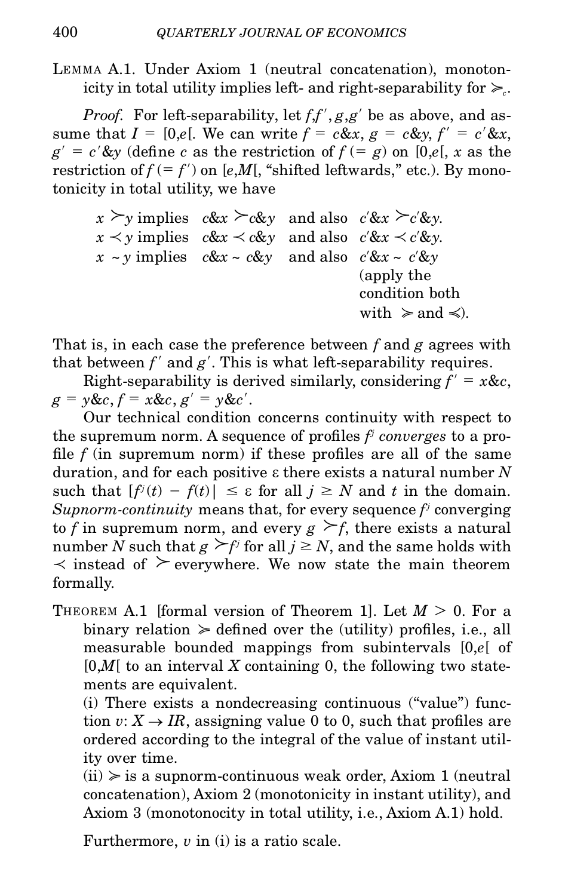LEMMA A.1. Under Axiom 1 (neutral concatenation), monotonicity in total utility implies left- and right-separability for $\succcurlyeq_c$.

*Proof.* For left-separability, let $f, f', g, g'$ be as above, and assume that $I = [0,e[$. We can write $f = c\&x$, $g = c\&y$, $f' = c'\&x$, $g' = c'\&y$ (define $c$ as the restriction of $f\ (= g)$ on $[0,e[$, $x$ as the restriction of $f\ (= f')$ on $[e,M[$, "shifted leftwards," etc.). By monotonicity in total utility, we have

$x \succ y$ implies $c\&x \succ c\&y$ and also $c'\&x \succ c'\&y$.
$x \prec y$ implies $c\&x \prec c\&y$ and also $c'\&x \prec c'\&y$.
$x \sim y$ implies $c\&x \sim c\&y$ and also $c'\&x \sim c'\&y$ (apply the condition both with $\succcurlyeq$ and $\preccurlyeq$).

That is, in each case the preference between $f$ and $g$ agrees with that between $f'$ and $g'$. This is what left-separability requires.

Right-separability is derived similarly, considering $f' = x\&c$, $g = y\&c$, $f = x\&c$, $g' = y\&c'$.

Our technical condition concerns continuity with respect to the supremum norm. A sequence of profiles $f^j$ *converges* to a profile $f$ (in supremum norm) if these profiles are all of the same duration, and for each positive $\varepsilon$ there exists a natural number $N$ such that $[f^j(t) - f(t)| \leq \varepsilon$ for all $j \geq N$ and $t$ in the domain. *Supnorm-continuity* means that, for every sequence $f^j$ converging to $f$ in supremum norm, and every $g \succ f$, there exists a natural number $N$ such that $g \succ f^j$ for all $j \geq N$, and the same holds with $\prec$ instead of $\succ$ everywhere. We now state the main theorem formally.

THEOREM A.1 [formal version of Theorem 1]. Let $M > 0$. For a binary relation $\succcurlyeq$ defined over the (utility) profiles, i.e., all measurable bounded mappings from subintervals $[0,e[$ of $[0,M[$ to an interval $X$ containing 0, the following two statements are equivalent.

(i) There exists a nondecreasing continuous ("value") function $v: X \to IR$, assigning value 0 to 0, such that profiles are ordered according to the integral of the value of instant utility over time.

(ii) $\succcurlyeq$ is a supnorm-continuous weak order, Axiom 1 (neutral concatenation), Axiom 2 (monotonicity in instant utility), and Axiom 3 (monotonocity in total utility, i.e., Axiom A.1) hold.

Furthermore, $v$ in (i) is a ratio scale.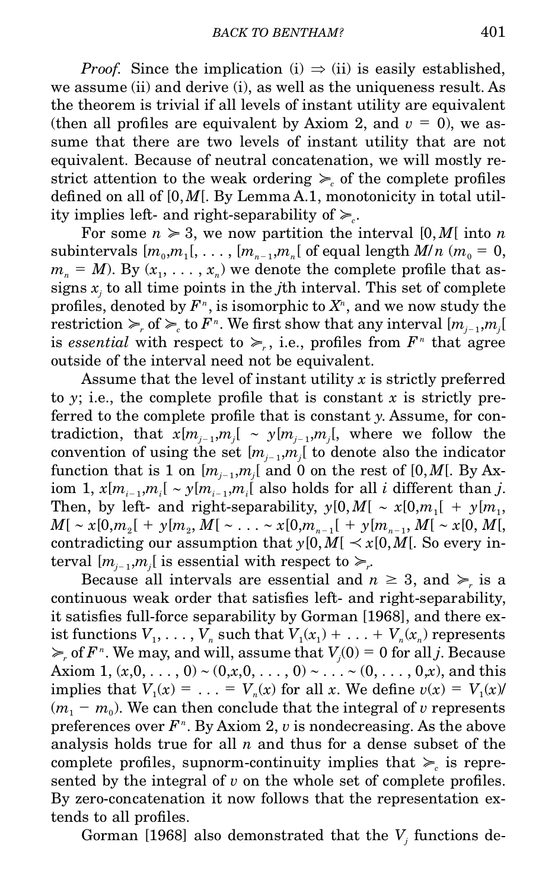*Proof.* Since the implication (i) $\Rightarrow$ (ii) is easily established, we assume (ii) and derive (i), as well as the uniqueness result. As the theorem is trivial if all levels of instant utility are equivalent (then all profiles are equivalent by Axiom 2, and $v = 0$), we assume that there are two levels of instant utility that are not equivalent. Because of neutral concatenation, we will mostly restrict attention to the weak ordering $\succcurlyeq_c$ of the complete profiles defined on all of $[0,M[$. By Lemma A.1, monotonicity in total utility implies left- and right-separability of $\succcurlyeq_c$.

For some $n \geqslant 3$, we now partition the interval $[0,M[$ into $n$ subintervals $[m_0,m_1[, \ldots, [m_{n-1},m_n[$ of equal length $M/n$ ($m_0 = 0$, $m_n = M$). By $(x_1, \ldots, x_n)$ we denote the complete profile that assigns $x_j$ to all time points in the $j$th interval. This set of complete profiles, denoted by $F^n$, is isomorphic to $X^n$, and we now study the restriction $\succcurlyeq_r$ of $\succcurlyeq_c$ to $F^n$. We first show that any interval $[m_{j-1},m_j[$ is *essential* with respect to $\succcurlyeq_r$, i.e., profiles from $F^n$ that agree outside of the interval need not be equivalent.

Assume that the level of instant utility $x$ is strictly preferred to $y$; i.e., the complete profile that is constant $x$ is strictly preferred to the complete profile that is constant $y$. Assume, for contradiction, that $x[m_{j-1},m_j[ \sim y[m_{j-1},m_j[$, where we follow the convention of using the set $[m_{j-1},m_j[$ to denote also the indicator function that is 1 on $[m_{j-1},m_j[$ and 0 on the rest of $[0,M[$. By Axiom 1, $x[m_{i-1},m_i[ \sim y[m_{i-1},m_i[$ also holds for all $i$ different than $j$. Then, by left- and right-separability, $y[0,M[ \sim x[0,m_1[ + y[m_1, M[ \sim x[0,m_2[ + y[m_2, M[ \sim \ldots \sim x[0,m_{n-1}[ + y[m_{n-1}, M[ \sim x[0, M[$, contradicting our assumption that $y[0,M[ \prec x[0,M[$. So every interval $[m_{j-1},m_j[$ is essential with respect to $\succcurlyeq_r$.

Because all intervals are essential and $n \geq 3$, and $\succcurlyeq_r$ is a continuous weak order that satisfies left- and right-separability, it satisfies full-force separability by Gorman [1968], and there exist functions $V_1, \ldots, V_n$ such that $V_1(x_1) + \ldots + V_n(x_n)$ represents $\succcurlyeq_r$ of $F^n$. We may, and will, assume that $V_j(0) = 0$ for all $j$. Because Axiom 1, $(x,0, \ldots, 0) \sim (0,x,0, \ldots, 0) \sim \ldots \sim (0, \ldots, 0,x)$, and this implies that $V_1(x) = \ldots = V_n(x)$ for all $x$. We define $v(x) = V_1(x)/(m_1 - m_0)$. We can then conclude that the integral of $v$ represents preferences over $F^n$. By Axiom 2, $v$ is nondecreasing. As the above analysis holds true for all $n$ and thus for a dense subset of the complete profiles, supnorm-continuity implies that $\succcurlyeq_c$ is represented by the integral of $v$ on the whole set of complete profiles. By zero-concatenation it now follows that the representation extends to all profiles.

Gorman [1968] also demonstrated that the $V_j$ functions de-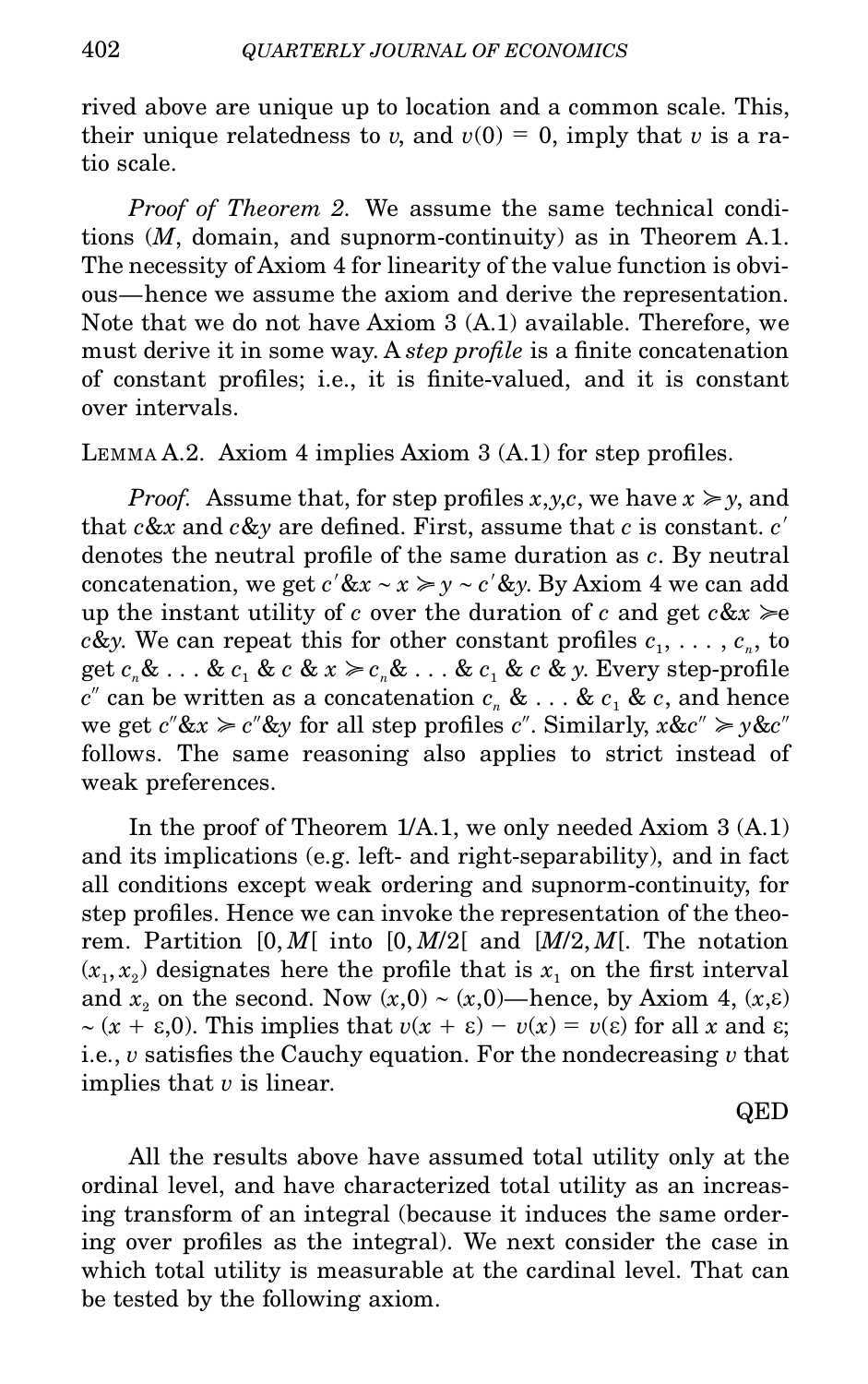rived above are unique up to location and a common scale. This, their unique relatedness to $v$, and $v(0) = 0$, imply that $v$ is a ratio scale.

*Proof of Theorem 2.* We assume the same technical conditions ($M$, domain, and supnorm-continuity) as in Theorem A.1. The necessity of Axiom 4 for linearity of the value function is obvious—hence we assume the axiom and derive the representation. Note that we do not have Axiom 3 (A.1) available. Therefore, we must derive it in some way. A *step profile* is a finite concatenation of constant profiles; i.e., it is finite-valued, and it is constant over intervals.

LEMMA A.2. Axiom 4 implies Axiom 3 (A.1) for step profiles.

*Proof.* Assume that, for step profiles $x, y, c$, we have $x \succcurlyeq y$, and that $c\&x$ and $c\&y$ are defined. First, assume that $c$ is constant. $c'$ denotes the neutral profile of the same duration as $c$. By neutral concatenation, we get $c'\&x \sim x \succcurlyeq y \sim c'\&y$. By Axiom 4 we can add up the instant utility of $c$ over the duration of $c$ and get $c\&x \succcurlyeq$e $c\&y$. We can repeat this for other constant profiles $c_1, \ldots, c_n$, to get $c_n\& \ldots \& c_1 \& c \& x \succcurlyeq c_n\& \ldots \& c_1 \& c \& y$. Every step-profile $c''$ can be written as a concatenation $c_n \& \ldots \& c_1 \& c$, and hence we get $c''\&x \succcurlyeq c''\&y$ for all step profiles $c''$. Similarly, $x\&c'' \succcurlyeq y\&c''$ follows. The same reasoning also applies to strict instead of weak preferences.

In the proof of Theorem 1/A.1, we only needed Axiom 3 (A.1) and its implications (e.g. left- and right-separability), and in fact all conditions except weak ordering and supnorm-continuity, for step profiles. Hence we can invoke the representation of the theorem. Partition $[0, M[$ into $[0, M/2[$ and $[M/2, M[$. The notation $(x_1, x_2)$ designates here the profile that is $x_1$ on the first interval and $x_2$ on the second. Now $(x,0) \sim (x,0)$—hence, by Axiom 4, $(x,\varepsilon) \sim (x + \varepsilon, 0)$. This implies that $v(x + \varepsilon) - v(x) = v(\varepsilon)$ for all $x$ and $\varepsilon$; i.e., $v$ satisfies the Cauchy equation. For the nondecreasing $v$ that implies that $v$ is linear.

QED

All the results above have assumed total utility only at the ordinal level, and have characterized total utility as an increasing transform of an integral (because it induces the same ordering over profiles as the integral). We next consider the case in which total utility is measurable at the cardinal level. That can be tested by the following axiom.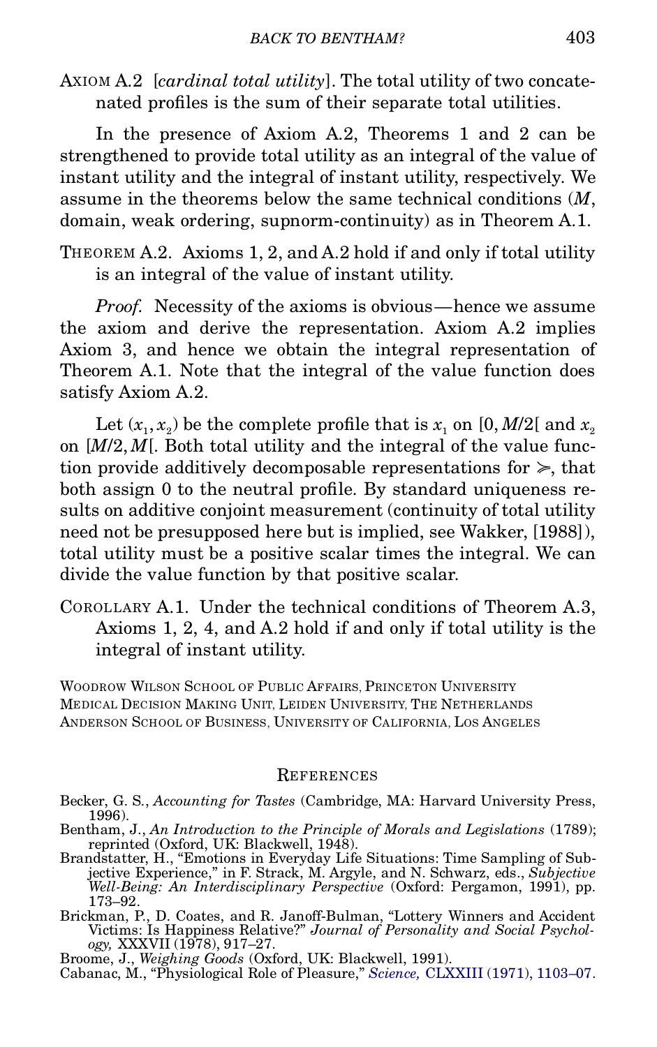AXIOM A.2 [*cardinal total utility*]. The total utility of two concatenated profiles is the sum of their separate total utilities.

In the presence of Axiom A.2, Theorems 1 and 2 can be strengthened to provide total utility as an integral of the value of instant utility and the integral of instant utility, respectively. We assume in the theorems below the same technical conditions ($M$, domain, weak ordering, supnorm-continuity) as in Theorem A.1.

THEOREM A.2. Axioms 1, 2, and A.2 hold if and only if total utility is an integral of the value of instant utility.

*Proof.* Necessity of the axioms is obvious—hence we assume the axiom and derive the representation. Axiom A.2 implies Axiom 3, and hence we obtain the integral representation of Theorem A.1. Note that the integral of the value function does satisfy Axiom A.2.

Let $(x_1, x_2)$ be the complete profile that is $x_1$ on $[0, M/2[$ and $x_2$ on $[M/2, M[$. Both total utility and the integral of the value function provide additively decomposable representations for $\succcurlyeq$, that both assign 0 to the neutral profile. By standard uniqueness results on additive conjoint measurement (continuity of total utility need not be presupposed here but is implied, see Wakker, [1988]), total utility must be a positive scalar times the integral. We can divide the value function by that positive scalar.

COROLLARY A.1. Under the technical conditions of Theorem A.3, Axioms 1, 2, 4, and A.2 hold if and only if total utility is the integral of instant utility.

WOODROW WILSON SCHOOL OF PUBLIC AFFAIRS, PRINCETON UNIVERSITY
MEDICAL DECISION MAKING UNIT, LEIDEN UNIVERSITY, THE NETHERLANDS
ANDERSON SCHOOL OF BUSINESS, UNIVERSITY OF CALIFORNIA, LOS ANGELES

## REFERENCES

Becker, G. S., *Accounting for Tastes* (Cambridge, MA: Harvard University Press, 1996).

Bentham, J., *An Introduction to the Principle of Morals and Legislations* (1789); reprinted (Oxford, UK: Blackwell, 1948).

Brandstatter, H., "Emotions in Everyday Life Situations: Time Sampling of Subjective Experience," in F. Strack, M. Argyle, and N. Schwarz, eds., *Subjective Well-Being: An Interdisciplinary Perspective* (Oxford: Pergamon, 1991), pp. 173–92.

Brickman, P., D. Coates, and R. Janoff-Bulman, "Lottery Winners and Accident Victims: Is Happiness Relative?" *Journal of Personality and Social Psychology,* XXXVII (1978), 917–27.

Broome, J., *Weighing Goods* (Oxford, UK: Blackwell, 1991).

Cabanac, M., "Physiological Role of Pleasure," *Science,* CLXXIII (1971), 1103–07.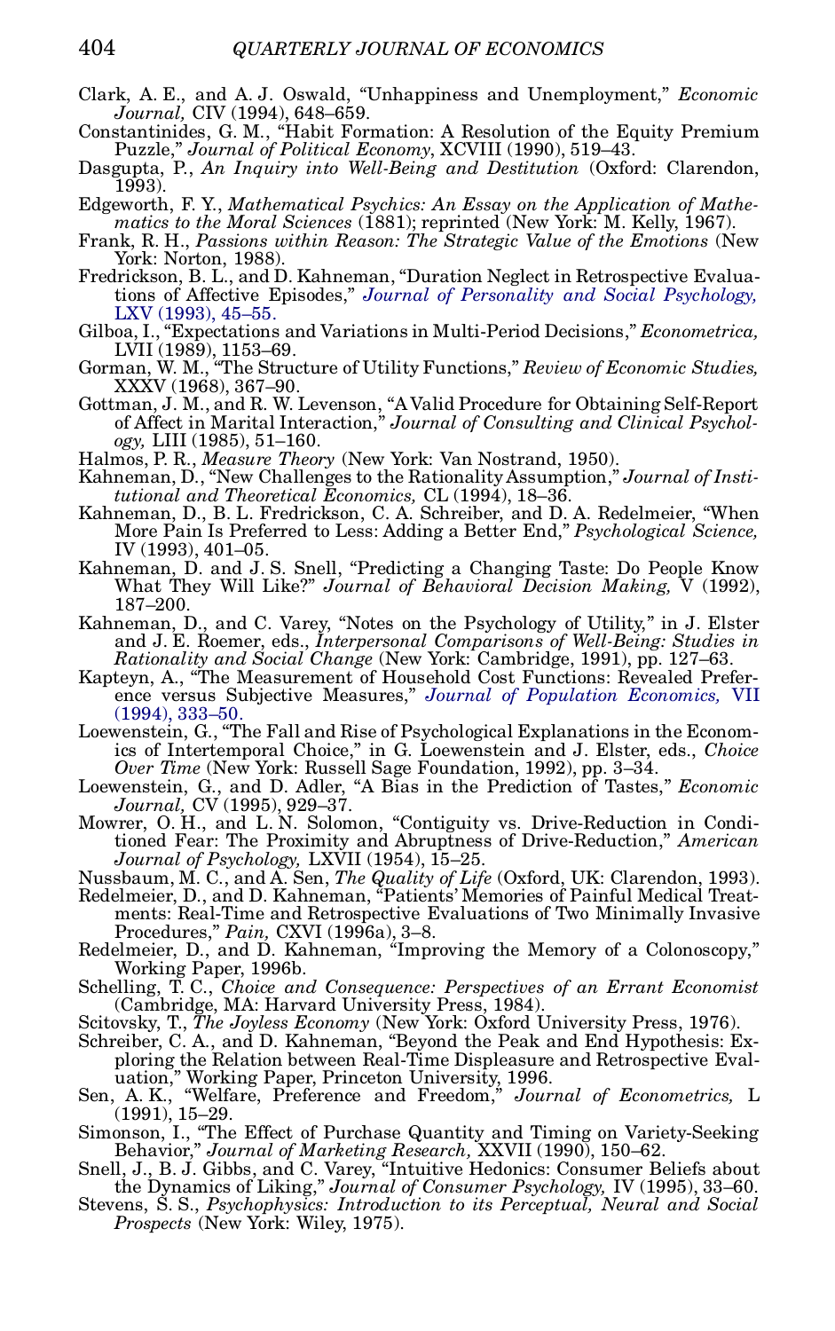Clark, A. E., and A. J. Oswald, "Unhappiness and Unemployment," *Economic Journal,* CIV (1994), 648–659.

Constantinides, G. M., "Habit Formation: A Resolution of the Equity Premium Puzzle," *Journal of Political Economy*, XCVIII (1990), 519–43.

Dasgupta, P., *An Inquiry into Well-Being and Destitution* (Oxford: Clarendon, 1993).

Edgeworth, F. Y., *Mathematical Psychics: An Essay on the Application of Mathematics to the Moral Sciences* (1881); reprinted (New York: M. Kelly, 1967).

Frank, R. H., *Passions within Reason: The Strategic Value of the Emotions* (New York: Norton, 1988).

Fredrickson, B. L., and D. Kahneman, "Duration Neglect in Retrospective Evaluations of Affective Episodes," *Journal of Personality and Social Psychology,* LXV (1993), 45–55.

Gilboa, I., "Expectations and Variations in Multi-Period Decisions," *Econometrica,* LVII (1989), 1153–69.

Gorman, W. M., "The Structure of Utility Functions," *Review of Economic Studies,* XXXV (1968), 367–90.

Gottman, J. M., and R. W. Levenson, "A Valid Procedure for Obtaining Self-Report of Affect in Marital Interaction," *Journal of Consulting and Clinical Psychology,* LIII (1985), 51–160.

Halmos, P. R., *Measure Theory* (New York: Van Nostrand, 1950).

Kahneman, D., "New Challenges to the Rationality Assumption," *Journal of Institutional and Theoretical Economics,* CL (1994), 18–36.

Kahneman, D., B. L. Fredrickson, C. A. Schreiber, and D. A. Redelmeier, "When More Pain Is Preferred to Less: Adding a Better End," *Psychological Science,* IV (1993), 401–05.

Kahneman, D. and J. S. Snell, "Predicting a Changing Taste: Do People Know What They Will Like?" *Journal of Behavioral Decision Making,* V (1992), 187–200.

Kahneman, D., and C. Varey, "Notes on the Psychology of Utility," in J. Elster and J. E. Roemer, eds., *Interpersonal Comparisons of Well-Being: Studies in Rationality and Social Change* (New York: Cambridge, 1991), pp. 127–63.

Kapteyn, A., "The Measurement of Household Cost Functions: Revealed Preference versus Subjective Measures," *Journal of Population Economics,* VII (1994), 333–50.

Loewenstein, G., "The Fall and Rise of Psychological Explanations in the Economics of Intertemporal Choice," in G. Loewenstein and J. Elster, eds., *Choice Over Time* (New York: Russell Sage Foundation, 1992), pp. 3–34.

Loewenstein, G., and D. Adler, "A Bias in the Prediction of Tastes," *Economic Journal,* CV (1995), 929–37.

Mowrer, O. H., and L. N. Solomon, "Contiguity vs. Drive-Reduction in Conditioned Fear: The Proximity and Abruptness of Drive-Reduction," *American Journal of Psychology,* LXVII (1954), 15–25.

Nussbaum, M. C., and A. Sen, *The Quality of Life* (Oxford, UK: Clarendon, 1993).

Redelmeier, D., and D. Kahneman, "Patients' Memories of Painful Medical Treatments: Real-Time and Retrospective Evaluations of Two Minimally Invasive Procedures," *Pain,* CXVI (1996a), 3–8.

Redelmeier, D., and D. Kahneman, "Improving the Memory of a Colonoscopy," Working Paper, 1996b.

Schelling, T. C., *Choice and Consequence: Perspectives of an Errant Economist* (Cambridge, MA: Harvard University Press, 1984).

Scitovsky, T., *The Joyless Economy* (New York: Oxford University Press, 1976).

Schreiber, C. A., and D. Kahneman, "Beyond the Peak and End Hypothesis: Exploring the Relation between Real-Time Displeasure and Retrospective Evaluation," Working Paper, Princeton University, 1996.

Sen, A. K., "Welfare, Preference and Freedom," *Journal of Econometrics,* L (1991), 15–29.

Simonson, I., "The Effect of Purchase Quantity and Timing on Variety-Seeking Behavior," *Journal of Marketing Research,* XXVII (1990), 150–62.

Snell, J., B. J. Gibbs, and C. Varey, "Intuitive Hedonics: Consumer Beliefs about the Dynamics of Liking," *Journal of Consumer Psychology,* IV (1995), 33–60.

Stevens, S. S., *Psychophysics: Introduction to its Perceptual, Neural and Social Prospects* (New York: Wiley, 1975).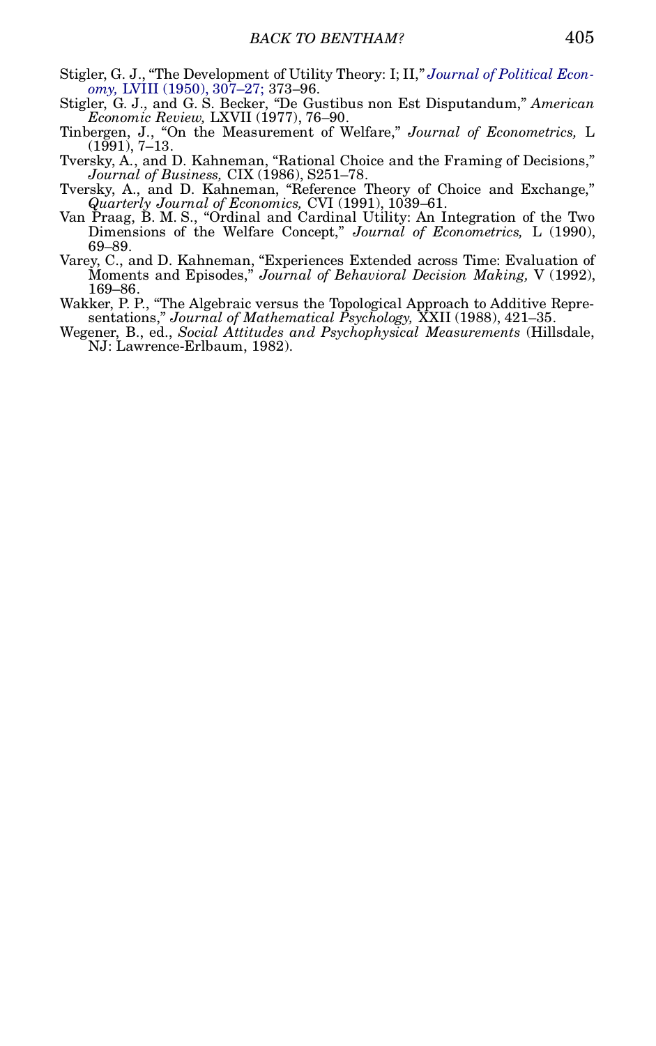Stigler, G. J., "The Development of Utility Theory: I; II," *Journal of Political Economy,* LVIII (1950), 307–27; 373–96.

Stigler, G. J., and G. S. Becker, "De Gustibus non Est Disputandum," *American Economic Review,* LXVII (1977), 76–90.

Tinbergen, J., "On the Measurement of Welfare," *Journal of Econometrics,* L (1991), 7–13.

Tversky, A., and D. Kahneman, "Rational Choice and the Framing of Decisions," *Journal of Business,* CIX (1986), S251–78.

Tversky, A., and D. Kahneman, "Reference Theory of Choice and Exchange," *Quarterly Journal of Economics,* CVI (1991), 1039–61.

Van Praag, B. M. S., "Ordinal and Cardinal Utility: An Integration of the Two Dimensions of the Welfare Concept," *Journal of Econometrics,* L (1990), 69–89.

Varey, C., and D. Kahneman, "Experiences Extended across Time: Evaluation of Moments and Episodes," *Journal of Behavioral Decision Making,* V (1992), 169–86.

Wakker, P. P., "The Algebraic versus the Topological Approach to Additive Representations," *Journal of Mathematical Psychology,* XXII (1988), 421–35.

Wegener, B., ed., *Social Attitudes and Psychophysical Measurements* (Hillsdale, NJ: Lawrence-Erlbaum, 1982).